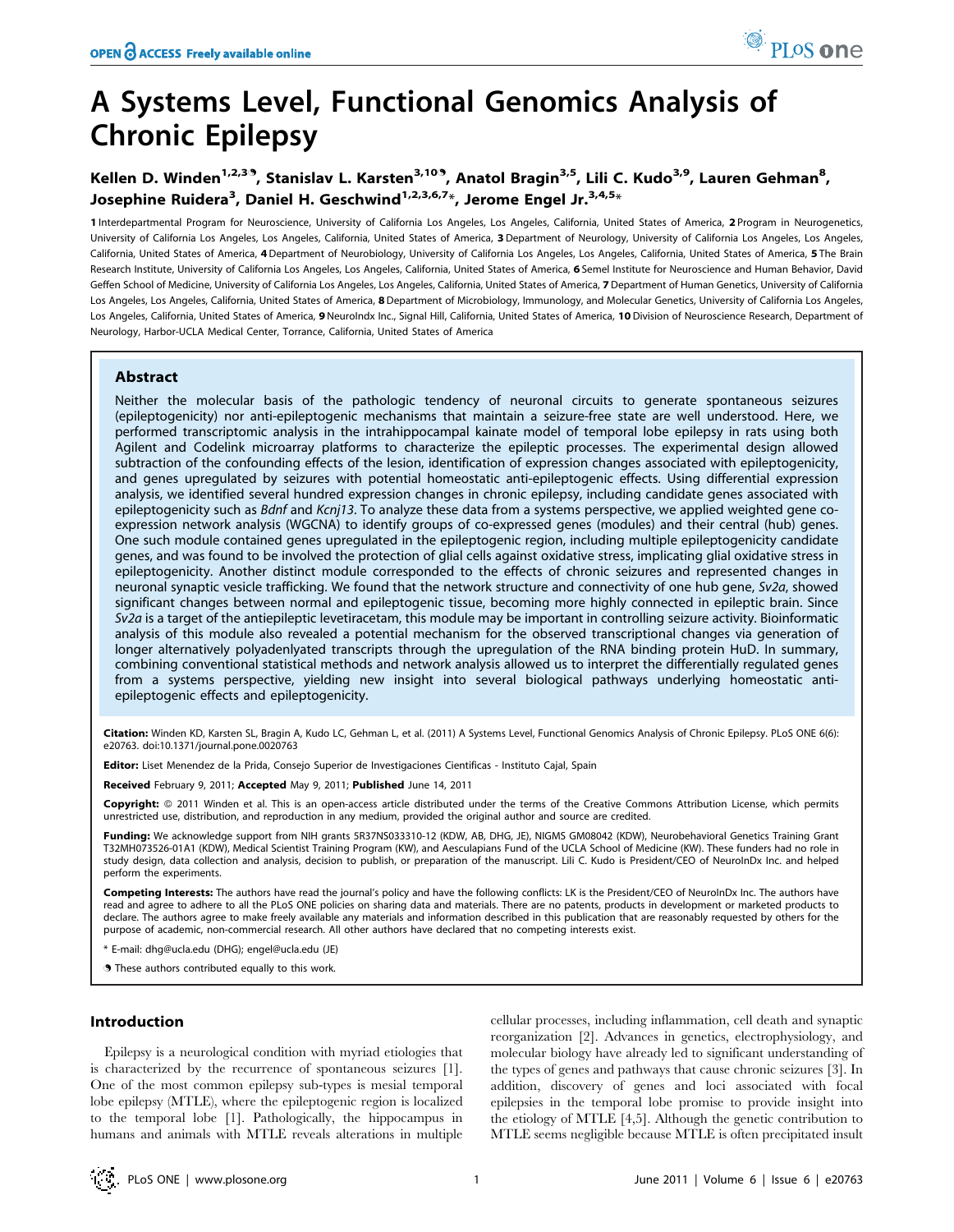# A Systems Level, Functional Genomics Analysis of Chronic Epilepsy

Kellen D. Winden[1,2,3¶], Stanislav L. Karsten[3,10¶], Anatol Bragin[3,5], Lili C. Kudo[3,9], Lauren Gehman[8], Josephine Ruidera[3], Daniel H. Geschwind[1,2,3,6,7*], Jerome Engel Jr.[3,4,5*]

1 Interdepartmental Program for Neuroscience, University of California Los Angeles, Los Angeles, California, United States of America, 2 Program in Neurogenetics, University of California Los Angeles, Los Angeles, California, United States of America, 3 Department of Neurology, University of California Los Angeles, Los Angeles, California, United States of America, 4 Department of Neurobiology, University of California Los Angeles, Los Angeles, California, United States of America, 5 The Brain Research Institute, University of California Los Angeles, Los Angeles, California, United States of America, 6 Semel Institute for Neuroscience and Human Behavior, David Geffen School of Medicine, University of California Los Angeles, Los Angeles, California, United States of America, 7 Department of Human Genetics, University of California Los Angeles, Los Angeles, California, United States of America, 8 Department of Microbiology, Immunology, and Molecular Genetics, University of California Los Angeles, Los Angeles, California, United States of America, 9 NeuroIndx Inc., Signal Hill, California, United States of America, 10 Division of Neuroscience Research, Department of Neurology, Harbor-UCLA Medical Center, Torrance, California, United States of America

## Abstract

Neither the molecular basis of the pathologic tendency of neuronal circuits to generate spontaneous seizures (epileptogenicity) nor anti-epileptogenic mechanisms that maintain a seizure-free state are well understood. Here, we performed transcriptomic analysis in the intrahippocampal kainate model of temporal lobe epilepsy in rats using both Agilent and Codelink microarray platforms to characterize the epileptic processes. The experimental design allowed subtraction of the confounding effects of the lesion, identification of expression changes associated with epileptogenicity, and genes upregulated by seizures with potential homeostatic anti-epileptogenic effects. Using differential expression analysis, we identified several hundred expression changes in chronic epilepsy, including candidate genes associated with epileptogenicity such as *Bdnf* and *Kcnj13*. To analyze these data from a systems perspective, we applied weighted gene co-expression network analysis (WGCNA) to identify groups of co-expressed genes (modules) and their central (hub) genes. One such module contained genes upregulated in the epileptogenic region, including multiple epileptogenicity candidate genes, and was found to be involved the protection of glial cells against oxidative stress, implicating glial oxidative stress in epileptogenicity. Another distinct module corresponded to the effects of chronic seizures and represented changes in neuronal synaptic vesicle trafficking. We found that the network structure and connectivity of one hub gene, *Sv2a*, showed significant changes between normal and epileptogenic tissue, becoming more highly connected in epileptic brain. Since *Sv2a* is a target of the antiepileptic levetiracetam, this module may be important in controlling seizure activity. Bioinformatic analysis of this module also revealed a potential mechanism for the observed transcriptional changes via generation of longer alternatively polyadenylated transcripts through the upregulation of the RNA binding protein HuD. In summary, combining conventional statistical methods and network analysis allowed us to interpret the differentially regulated genes from a systems perspective, yielding new insight into several biological pathways underlying homeostatic anti-epileptogenic effects and epileptogenicity.

**Citation:** Winden KD, Karsten SL, Bragin A, Kudo LC, Gehman L, et al. (2011) A Systems Level, Functional Genomics Analysis of Chronic Epilepsy. PLoS ONE 6(6): e20763. doi:10.1371/journal.pone.0020763

**Editor:** Liset Menendez de la Prida, Consejo Superior de Investigaciones Cientificas - Instituto Cajal, Spain

**Received** February 9, 2011; **Accepted** May 9, 2011; **Published** June 14, 2011

**Copyright:** © 2011 Winden et al. This is an open-access article distributed under the terms of the Creative Commons Attribution License, which permits unrestricted use, distribution, and reproduction in any medium, provided the original author and source are credited.

**Funding:** We acknowledge support from NIH grants 5R37NS033310-12 (KDW, AB, DHG, JE), NIGMS GM08042 (KDW), Neurobehavioral Genetics Training Grant T32MH073526-01A1 (KDW), Medical Scientist Training Program (KW), and Aesculapians Fund of the UCLA School of Medicine (KW). These funders had no role in study design, data collection and analysis, decision to publish, or preparation of the manuscript. Lili C. Kudo is President/CEO of NeuroInDx Inc. and helped perform the experiments.

**Competing Interests:** The authors have read the journal's policy and have the following conflicts: LK is the President/CEO of NeuroInDx Inc. The authors have read and agree to adhere to all the PLoS ONE policies on sharing data and materials. There are no patents, products in development or marketed products to declare. The authors agree to make freely available any materials and information described in this publication that are reasonably requested by others for the purpose of academic, non-commercial research. All other authors have declared that no competing interests exist.

* E-mail: dhg@ucla.edu (DHG); engel@ucla.edu (JE)

¶ These authors contributed equally to this work.

## Introduction

Epilepsy is a neurological condition with myriad etiologies that is characterized by the recurrence of spontaneous seizures [1]. One of the most common epilepsy sub-types is mesial temporal lobe epilepsy (MTLE), where the epileptogenic region is localized to the temporal lobe [1]. Pathologically, the hippocampus in humans and animals with MTLE reveals alterations in multiple cellular processes, including inflammation, cell death and synaptic reorganization [2]. Advances in genetics, electrophysiology, and molecular biology have already led to significant understanding of the types of genes and pathways that cause chronic seizures [3]. In addition, discovery of genes and loci associated with focal epilepsies in the temporal lobe promise to provide insight into the etiology of MTLE [4,5]. Although the genetic contribution to MTLE seems negligible because MTLE is often precipitated insult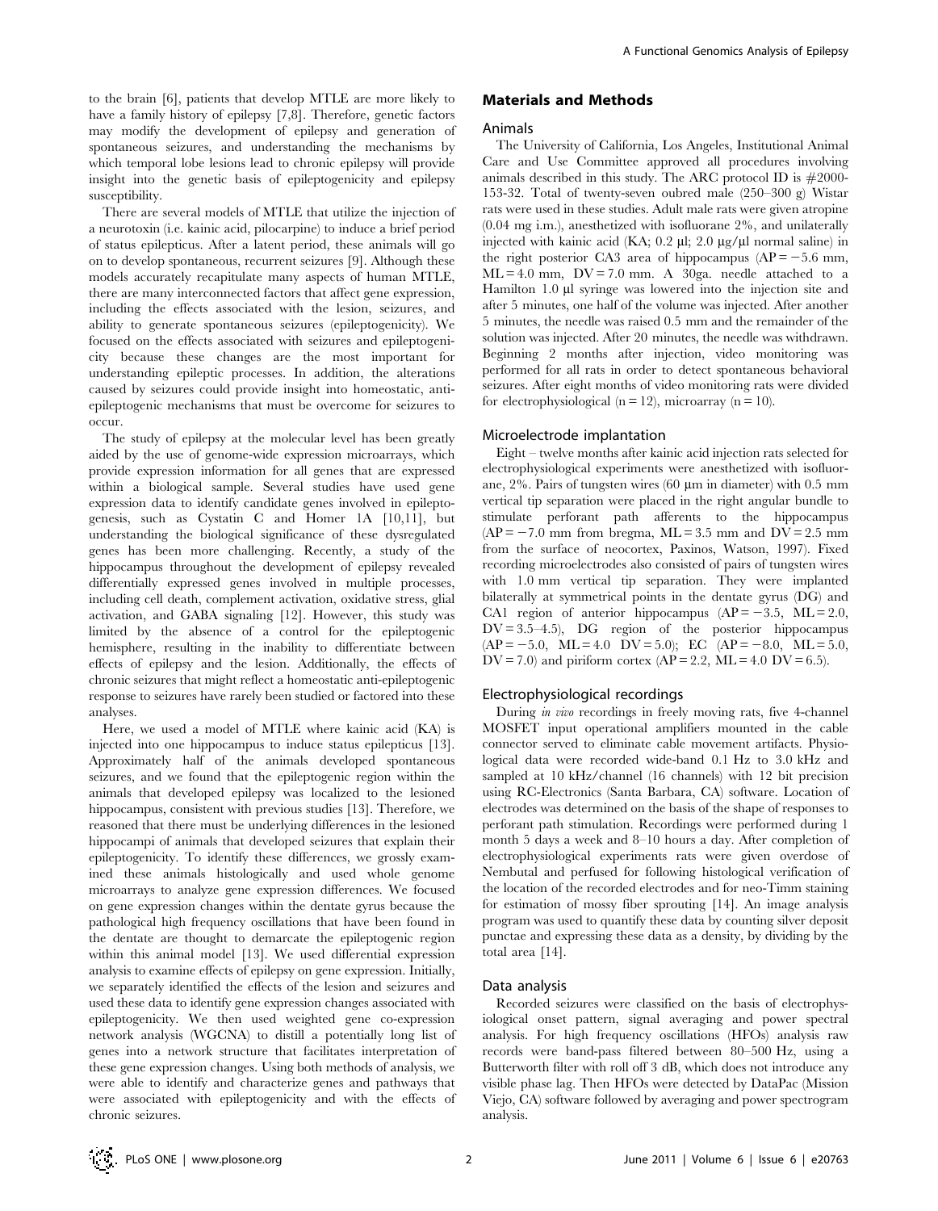to the brain [6], patients that develop MTLE are more likely to have a family history of epilepsy [7,8]. Therefore, genetic factors may modify the development of epilepsy and generation of spontaneous seizures, and understanding the mechanisms by which temporal lobe lesions lead to chronic epilepsy will provide insight into the genetic basis of epileptogenicity and epilepsy susceptibility.

There are several models of MTLE that utilize the injection of a neurotoxin (i.e. kainic acid, pilocarpine) to induce a brief period of status epilepticus. After a latent period, these animals will go on to develop spontaneous, recurrent seizures [9]. Although these models accurately recapitulate many aspects of human MTLE, there are many interconnected factors that affect gene expression, including the effects associated with the lesion, seizures, and ability to generate spontaneous seizures (epileptogenicity). We focused on the effects associated with seizures and epileptogenicity because these changes are the most important for understanding epileptic processes. In addition, the alterations caused by seizures could provide insight into homeostatic, anti-epileptogenic mechanisms that must be overcome for seizures to occur.

The study of epilepsy at the molecular level has been greatly aided by the use of genome-wide expression microarrays, which provide expression information for all genes that are expressed within a biological sample. Several studies have used gene expression data to identify candidate genes involved in epileptogenesis, such as Cystatin C and Homer 1A [10,11], but understanding the biological significance of these dysregulated genes has been more challenging. Recently, a study of the hippocampus throughout the development of epilepsy revealed differentially expressed genes involved in multiple processes, including cell death, complement activation, oxidative stress, glial activation, and GABA signaling [12]. However, this study was limited by the absence of a control for the epileptogenic hemisphere, resulting in the inability to differentiate between effects of epilepsy and the lesion. Additionally, the effects of chronic seizures that might reflect a homeostatic anti-epileptogenic response to seizures have rarely been studied or factored into these analyses.

Here, we used a model of MTLE where kainic acid (KA) is injected into one hippocampus to induce status epilepticus [13]. Approximately half of the animals developed spontaneous seizures, and we found that the epileptogenic region within the animals that developed epilepsy was localized to the lesioned hippocampus, consistent with previous studies [13]. Therefore, we reasoned that there must be underlying differences in the lesioned hippocampi of animals that developed seizures that explain their epileptogenicity. To identify these differences, we grossly examined these animals histologically and used whole genome microarrays to analyze gene expression differences. We focused on gene expression changes within the dentate gyrus because the pathological high frequency oscillations that have been found in the dentate are thought to demarcate the epileptogenic region within this animal model [13]. We used differential expression analysis to examine effects of epilepsy on gene expression. Initially, we separately identified the effects of the lesion and seizures and used these data to identify gene expression changes associated with epileptogenicity. We then used weighted gene co-expression network analysis (WGCNA) to distill a potentially long list of genes into a network structure that facilitates interpretation of these gene expression changes. Using both methods of analysis, we were able to identify and characterize genes and pathways that were associated with epileptogenicity and with the effects of chronic seizures.

## Materials and Methods

### Animals

The University of California, Los Angeles, Institutional Animal Care and Use Committee approved all procedures involving animals described in this study. The ARC protocol ID is #2000-153-32. Total of twenty-seven oubred male (250–300 g) Wistar rats were used in these studies. Adult male rats were given atropine (0.04 mg i.m.), anesthetized with isoflurane 2%, and unilaterally injected with kainic acid (KA; 0.2 µl; 2.0 µg/µl normal saline) in the right posterior CA3 area of hippocampus (AP = −5.6 mm, ML = 4.0 mm, DV = 7.0 mm. A 30ga. needle attached to a Hamilton 1.0 µl syringe was lowered into the injection site and after 5 minutes, one half of the volume was injected. After another 5 minutes, the needle was raised 0.5 mm and the remainder of the solution was injected. After 20 minutes, the needle was withdrawn. Beginning 2 months after injection, video monitoring was performed for all rats in order to detect spontaneous behavioral seizures. After eight months of video monitoring rats were divided for electrophysiological (n = 12), microarray (n = 10).

### Microelectrode implantation

Eight – twelve months after kainic acid injection rats selected for electrophysiological experiments were anesthetized with isoflurane, 2%. Pairs of tungsten wires (60 µm in diameter) with 0.5 mm vertical tip separation were placed in the right angular bundle to stimulate perforant path afferents to the hippocampus (AP = −7.0 mm from bregma, ML = 3.5 mm and DV = 2.5 mm from the surface of neocortex, Paxinos, Watson, 1997). Fixed recording microelectrodes also consisted of pairs of tungsten wires with 1.0 mm vertical tip separation. They were implanted bilaterally at symmetrical points in the dentate gyrus (DG) and CA1 region of anterior hippocampus (AP = −3.5, ML = 2.0, DV = 3.5–4.5), DG region of the posterior hippocampus (AP = −5.0, ML = 4.0 DV = 5.0); EC (AP = −8.0, ML = 5.0, DV = 7.0) and piriform cortex (AP = 2.2, ML = 4.0 DV = 6.5).

### Electrophysiological recordings

During *in vivo* recordings in freely moving rats, five 4-channel MOSFET input operational amplifiers mounted in the cable connector served to eliminate cable movement artifacts. Physiological data were recorded wide-band 0.1 Hz to 3.0 kHz and sampled at 10 kHz/channel (16 channels) with 12 bit precision using RC-Electronics (Santa Barbara, CA) software. Location of electrodes was determined on the basis of the shape of responses to perforant path stimulation. Recordings were performed during 1 month 5 days a week and 8–10 hours a day. After completion of electrophysiological experiments rats were given overdose of Nembutal and perfused for following histological verification of the location of the recorded electrodes and for neo-Timm staining for estimation of mossy fiber sprouting [14]. An image analysis program was used to quantify these data by counting silver deposit punctae and expressing these data as a density, by dividing by the total area [14].

### Data analysis

Recorded seizures were classified on the basis of electrophysiological onset pattern, signal averaging and power spectral analysis. For high frequency oscillations (HFOs) analysis raw records were band-pass filtered between 80–500 Hz, using a Butterworth filter with roll off 3 dB, which does not introduce any visible phase lag. Then HFOs were detected by DataPac (Mission Viejo, CA) software followed by averaging and power spectrogram analysis.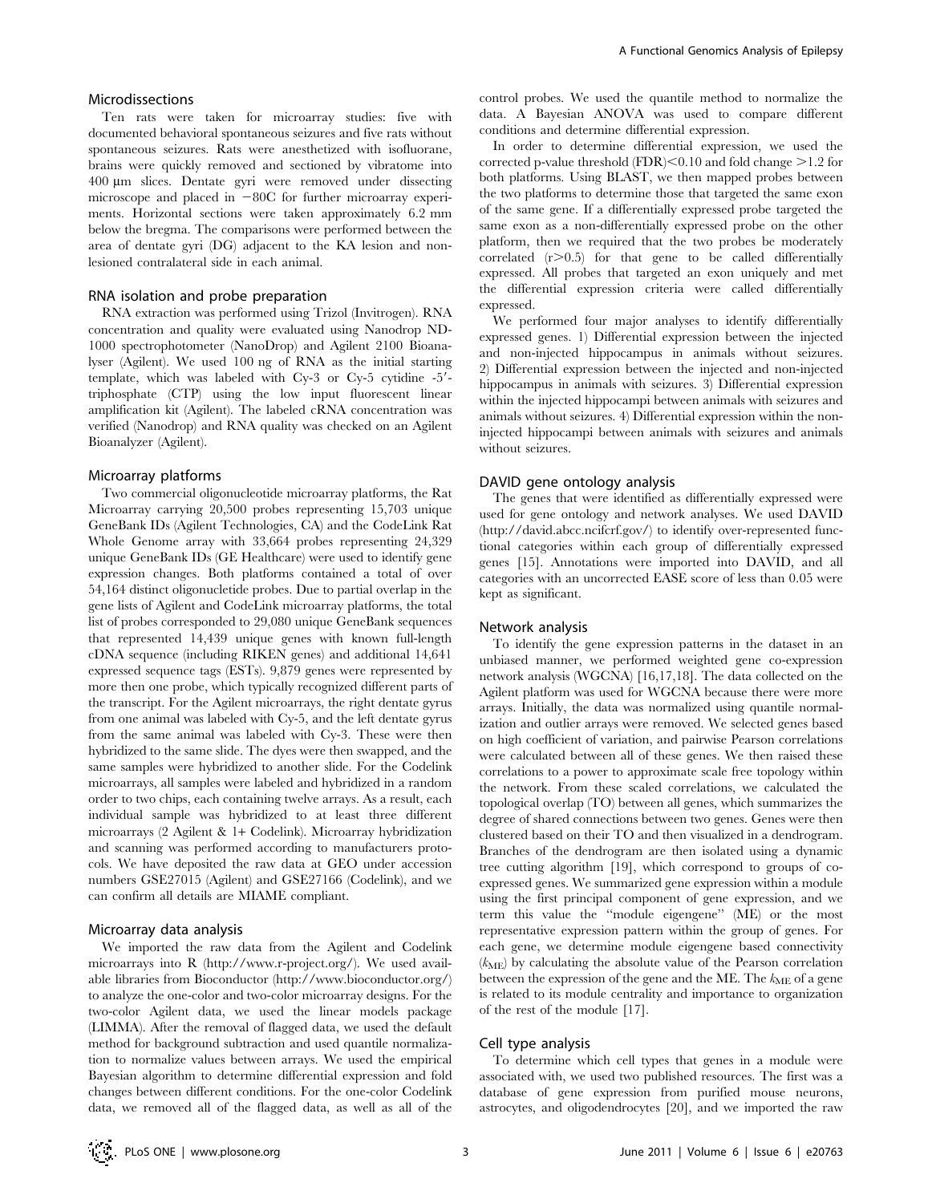### Microdissections

Ten rats were taken for microarray studies: five with documented behavioral spontaneous seizures and five rats without spontaneous seizures. Rats were anesthetized with isofluorane, brains were quickly removed and sectioned by vibratome into 400 µm slices. Dentate gyri were removed under dissecting microscope and placed in −80C for further microarray experiments. Horizontal sections were taken approximately 6.2 mm below the bregma. The comparisons were performed between the area of dentate gyri (DG) adjacent to the KA lesion and non-lesioned contralateral side in each animal.

### RNA isolation and probe preparation

RNA extraction was performed using Trizol (Invitrogen). RNA concentration and quality were evaluated using Nanodrop ND-1000 spectrophotometer (NanoDrop) and Agilent 2100 Bioanalyser (Agilent). We used 100 ng of RNA as the initial starting template, which was labeled with Cy-3 or Cy-5 cytidine -5′-triphosphate (CTP) using the low input fluorescent linear amplification kit (Agilent). The labeled cRNA concentration was verified (Nanodrop) and RNA quality was checked on an Agilent Bioanalyzer (Agilent).

### Microarray platforms

Two commercial oligonucleotide microarray platforms, the Rat Microarray carrying 20,500 probes representing 15,703 unique GeneBank IDs (Agilent Technologies, CA) and the CodeLink Rat Whole Genome array with 33,664 probes representing 24,329 unique GeneBank IDs (GE Healthcare) were used to identify gene expression changes. Both platforms contained a total of over 54,164 distinct oligonucletide probes. Due to partial overlap in the gene lists of Agilent and CodeLink microarray platforms, the total list of probes corresponded to 29,080 unique GeneBank sequences that represented 14,439 unique genes with known full-length cDNA sequence (including RIKEN genes) and additional 14,641 expressed sequence tags (ESTs). 9,879 genes were represented by more then one probe, which typically recognized different parts of the transcript. For the Agilent microarrays, the right dentate gyrus from one animal was labeled with Cy-5, and the left dentate gyrus from the same animal was labeled with Cy-3. These were then hybridized to the same slide. The dyes were then swapped, and the same samples were hybridized to another slide. For the Codelink microarrays, all samples were labeled and hybridized in a random order to two chips, each containing twelve arrays. As a result, each individual sample was hybridized to at least three different microarrays (2 Agilent & 1+ Codelink). Microarray hybridization and scanning was performed according to manufacturers protocols. We have deposited the raw data at GEO under accession numbers GSE27015 (Agilent) and GSE27166 (Codelink), and we can confirm all details are MIAME compliant.

### Microarray data analysis

We imported the raw data from the Agilent and Codelink microarrays into R (http://www.r-project.org/). We used available libraries from Bioconductor (http://www.bioconductor.org/) to analyze the one-color and two-color microarray designs. For the two-color Agilent data, we used the linear models package (LIMMA). After the removal of flagged data, we used the default method for background subtraction and used quantile normalization to normalize values between arrays. We used the empirical Bayesian algorithm to determine differential expression and fold changes between different conditions. For the one-color Codelink data, we removed all of the flagged data, as well as all of the control probes. We used the quantile method to normalize the data. A Bayesian ANOVA was used to compare different conditions and determine differential expression.

In order to determine differential expression, we used the corrected p-value threshold (FDR) $<0.10$ and fold change $>1.2$ for both platforms. Using BLAST, we then mapped probes between the two platforms to determine those that targeted the same exon of the same gene. If a differentially expressed probe targeted the same exon as a non-differentially expressed probe on the other platform, then we required that the two probes be moderately correlated ($r>0.5$) for that gene to be called differentially expressed. All probes that targeted an exon uniquely and met the differential expression criteria were called differentially expressed.

We performed four major analyses to identify differentially expressed genes. 1) Differential expression between the injected and non-injected hippocampus in animals without seizures. 2) Differential expression between the injected and non-injected hippocampus in animals with seizures. 3) Differential expression within the injected hippocampi between animals with seizures and animals without seizures. 4) Differential expression within the non-injected hippocampi between animals with seizures and animals without seizures.

### DAVID gene ontology analysis

The genes that were identified as differentially expressed were used for gene ontology and network analyses. We used DAVID (http://david.abcc.ncifcrf.gov/) to identify over-represented functional categories within each group of differentially expressed genes [15]. Annotations were imported into DAVID, and all categories with an uncorrected EASE score of less than 0.05 were kept as significant.

### Network analysis

To identify the gene expression patterns in the dataset in an unbiased manner, we performed weighted gene co-expression network analysis (WGCNA) [16,17,18]. The data collected on the Agilent platform was used for WGCNA because there were more arrays. Initially, the data was normalized using quantile normalization and outlier arrays were removed. We selected genes based on high coefficient of variation, and pairwise Pearson correlations were calculated between all of these genes. We then raised these correlations to a power to approximate scale free topology within the network. From these scaled correlations, we calculated the topological overlap (TO) between all genes, which summarizes the degree of shared connections between two genes. Genes were then clustered based on their TO and then visualized in a dendrogram. Branches of the dendrogram are then isolated using a dynamic tree cutting algorithm [19], which correspond to groups of co-expressed genes. We summarized gene expression within a module using the first principal component of gene expression, and we term this value the "module eigengene" (ME) or the most representative expression pattern within the group of genes. For each gene, we determine module eigengene based connectivity ($k_{ME}$) by calculating the absolute value of the Pearson correlation between the expression of the gene and the ME. The $k_{ME}$ of a gene is related to its module centrality and importance to organization of the rest of the module [17].

### Cell type analysis

To determine which cell types that genes in a module were associated with, we used two published resources. The first was a database of gene expression from purified mouse neurons, astrocytes, and oligodendrocytes [20], and we imported the raw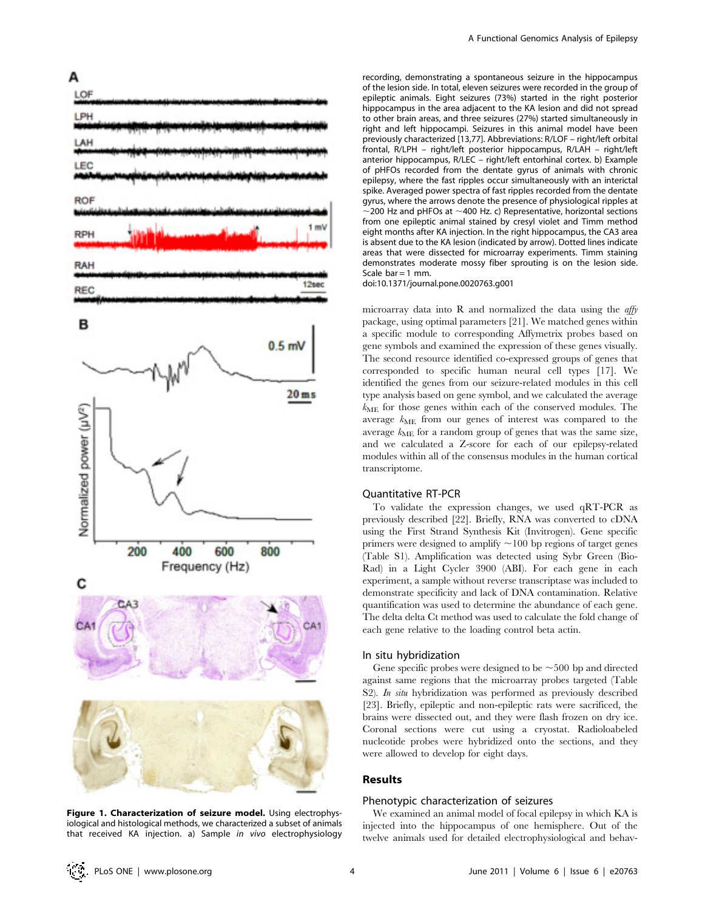**Figure 1. Characterization of seizure model.** Using electrophysiological and histological methods, we characterized a subset of animals that received KA injection. a) Sample *in vivo* electrophysiology recording, demonstrating a spontaneous seizure in the hippocampus of the lesion side. In total, eleven seizures were recorded in the group of epileptic animals. Eight seizures (73%) started in the right posterior hippocampus in the area adjacent to the KA lesion and did not spread to other brain areas, and three seizures (27%) started simultaneously in right and left hippocampi. Seizures in this animal model have been previously characterized [13,77]. Abbreviations: R/LOF – right/left orbital frontal, R/LPH – right/left posterior hippocampus, R/LAH – right/left anterior hippocampus, R/LEC – right/left entorhinal cortex. b) Example of pHFOs recorded from the dentate gyrus of animals with chronic epilepsy, where the fast ripples occur simultaneously with an interictal spike. Averaged power spectra of fast ripples recorded from the dentate gyrus, where the arrows denote the presence of physiological ripples at ~200 Hz and pHFOs at ~400 Hz. c) Representative, horizontal sections from one epileptic animal stained by cresyl violet and Timm method eight months after KA injection. In the right hippocampus, the CA3 area is absent due to the KA lesion (indicated by arrow). Dotted lines indicate areas that were dissected for microarray experiments. Timm staining demonstrates moderate mossy fiber sprouting is on the lesion side. Scale bar = 1 mm.
doi:10.1371/journal.pone.0020763.g001

microarray data into R and normalized the data using the *affy* package, using optimal parameters [21]. We matched genes within a specific module to corresponding Affymetrix probes based on gene symbols and examined the expression of these genes visually. The second resource identified co-expressed groups of genes that corresponded to specific human neural cell types [17]. We identified the genes from our seizure-related modules in this cell type analysis based on gene symbol, and we calculated the average $k_{ME}$ for those genes within each of the conserved modules. The average $k_{ME}$ from our genes of interest was compared to the average $k_{ME}$ for a random group of genes that was the same size, and we calculated a Z-score for each of our epilepsy-related modules within all of the consensus modules in the human cortical transcriptome.

### Quantitative RT-PCR

To validate the expression changes, we used qRT-PCR as previously described [22]. Briefly, RNA was converted to cDNA using the First Strand Synthesis Kit (Invitrogen). Gene specific primers were designed to amplify ~100 bp regions of target genes (Table S1). Amplification was detected using Sybr Green (Bio-Rad) in a Light Cycler 3900 (ABI). For each gene in each experiment, a sample without reverse transcriptase was included to demonstrate specificity and lack of DNA contamination. Relative quantification was used to determine the abundance of each gene. The delta delta Ct method was used to calculate the fold change of each gene relative to the loading control beta actin.

### In situ hybridization

Gene specific probes were designed to be ~500 bp and directed against same regions that the microarray probes targeted (Table S2). *In situ* hybridization was performed as previously described [23]. Briefly, epileptic and non-epileptic rats were sacrificed, the brains were dissected out, and they were flash frozen on dry ice. Coronal sections were cut using a cryostat. Radioloabeled nucleotide probes were hybridized onto the sections, and they were allowed to develop for eight days.

## Results

### Phenotypic characterization of seizures

We examined an animal model of focal epilepsy in which KA is injected into the hippocampus of one hemisphere. Out of the twelve animals used for detailed electrophysiological and behav-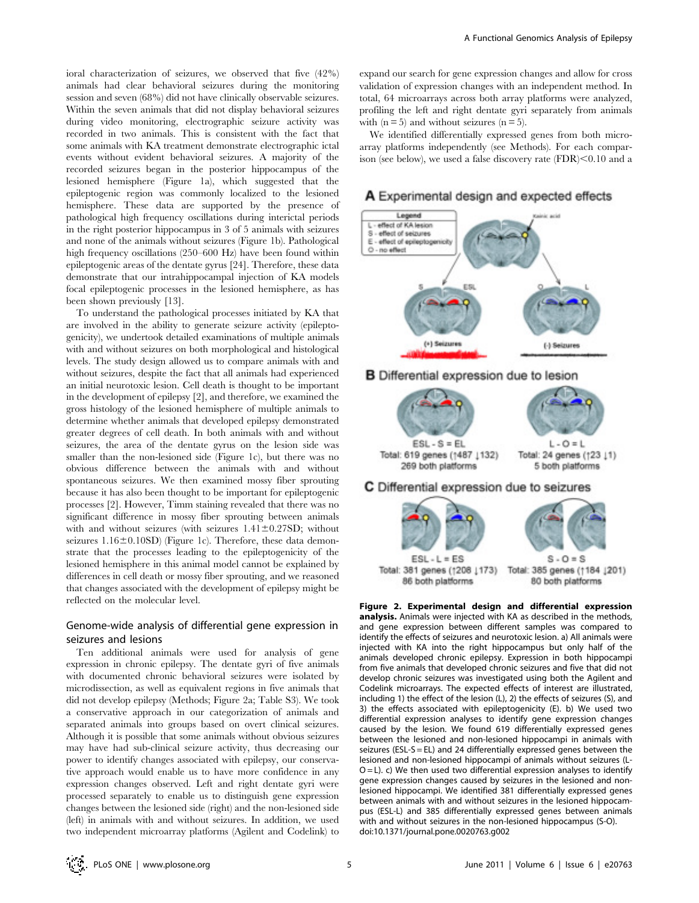ioral characterization of seizures, we observed that five (42%) animals had clear behavioral seizures during the monitoring session and seven (68%) did not have clinically observable seizures. Within the seven animals that did not display behavioral seizures during video monitoring, electrographic seizure activity was recorded in two animals. This is consistent with the fact that some animals with KA treatment demonstrate electrographic ictal events without evident behavioral seizures. A majority of the recorded seizures began in the posterior hippocampus of the lesioned hemisphere (Figure 1a), which suggested that the epileptogenic region was commonly localized to the lesioned hemisphere. These data are supported by the presence of pathological high frequency oscillations during interictal periods in the right posterior hippocampus in 3 of 5 animals with seizures and none of the animals without seizures (Figure 1b). Pathological high frequency oscillations (250–600 Hz) have been found within epileptogenic areas of the dentate gyrus [24]. Therefore, these data demonstrate that our intrahippocampal injection of KA models focal epileptogenic processes in the lesioned hemisphere, as has been shown previously [13].

To understand the pathological processes initiated by KA that are involved in the ability to generate seizure activity (epileptogenicity), we undertook detailed examinations of multiple animals with and without seizures on both morphological and histological levels. The study design allowed us to compare animals with and without seizures, despite the fact that all animals had experienced an initial neurotoxic lesion. Cell death is thought to be important in the development of epilepsy [2], and therefore, we examined the gross histology of the lesioned hemisphere of multiple animals to determine whether animals that developed epilepsy demonstrated greater degrees of cell death. In both animals with and without seizures, the area of the dentate gyrus on the lesion side was smaller than the non-lesioned side (Figure 1c), but there was no obvious difference between the animals with and without spontaneous seizures. We then examined mossy fiber sprouting because it has also been thought to be important for epileptogenic processes [2]. However, Timm staining revealed that there was no significant difference in mossy fiber sprouting between animals with and without seizures (with seizures 1.41±0.27SD; without seizures 1.16±0.10SD) (Figure 1c). Therefore, these data demonstrate that the processes leading to the epileptogenicity of the lesioned hemisphere in this animal model cannot be explained by differences in cell death or mossy fiber sprouting, and we reasoned that changes associated with the development of epilepsy might be reflected on the molecular level.

## Genome-wide analysis of differential gene expression in seizures and lesions

Ten additional animals were used for analysis of gene expression in chronic epilepsy. The dentate gyri of five animals with documented chronic behavioral seizures were isolated by microdissection, as well as equivalent regions in five animals that did not develop epilepsy (Methods; Figure 2a; Table S3). We took a conservative approach in our categorization of animals and separated animals into groups based on overt clinical seizures. Although it is possible that some animals without obvious seizures may have had sub-clinical seizure activity, thus decreasing our power to identify changes associated with epilepsy, our conservative approach would enable us to have more confidence in any expression changes observed. Left and right dentate gyri were processed separately to enable us to distinguish gene expression changes between the lesioned side (right) and the non-lesioned side (left) in animals with and without seizures. In addition, we used two independent microarray platforms (Agilent and Codelink) to expand our search for gene expression changes and allow for cross validation of expression changes with an independent method. In total, 64 microarrays across both array platforms were analyzed, profiling the left and right dentate gyri separately from animals with (n = 5) and without seizures (n = 5).

We identified differentially expressed genes from both microarray platforms independently (see Methods). For each comparison (see below), we used a false discovery rate (FDR)<0.10 and a

**Figure 2. Experimental design and differential expression analysis.** Animals were injected with KA as described in the methods, and gene expression between different samples was compared to identify the effects of seizures and neurotoxic lesion. a) All animals were injected with KA into the right hippocampus but only half of the animals developed chronic epilepsy. Expression in both hippocampi from five animals that developed chronic seizures and five that did not develop chronic seizures was investigated using both the Agilent and Codelink microarrays. The expected effects of interest are illustrated, including 1) the effect of the lesion (L), 2) the effects of seizures (S), and 3) the effects associated with epileptogenicity (E). b) We used two differential expression analyses to identify gene expression changes caused by the lesion. We found 619 differentially expressed genes between the lesioned and non-lesioned hippocampi in animals with seizures (ESL-S = EL) and 24 differentially expressed genes between the lesioned and non-lesioned hippocampi of animals without seizures (L-O = L). c) We then used two differential expression analyses to identify gene expression changes caused by seizures in the lesioned and non-lesioned hippocampi. We identified 381 differentially expressed genes between animals with and without seizures in the lesioned hippocampus (ESL-L) and 385 differentially expressed genes between animals with and without seizures in the non-lesioned hippocampus (S-O).
doi:10.1371/journal.pone.0020763.g002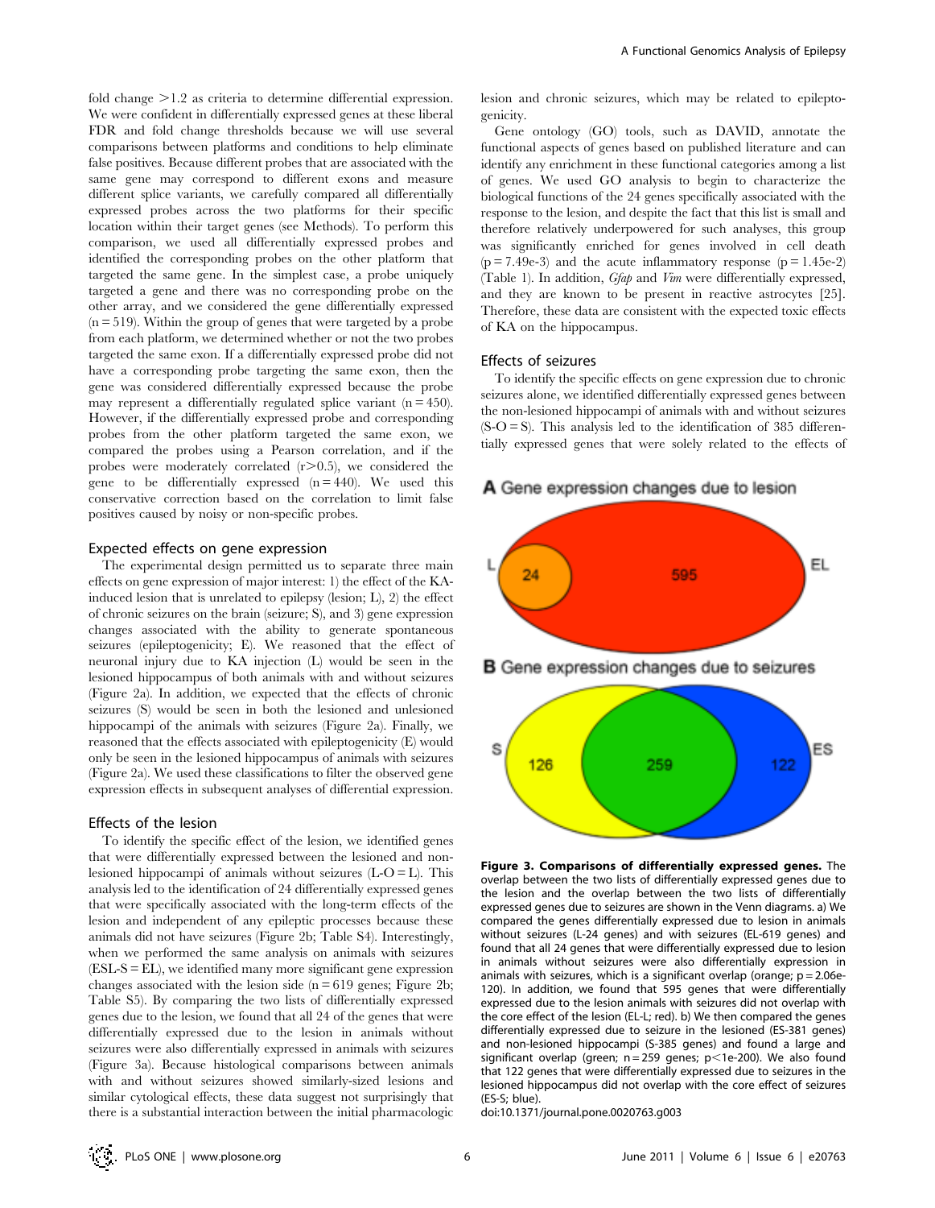fold change >1.2 as criteria to determine differential expression. We were confident in differentially expressed genes at these liberal FDR and fold change thresholds because we will use several comparisons between platforms and conditions to help eliminate false positives. Because different probes that are associated with the same gene may correspond to different exons and measure different splice variants, we carefully compared all differentially expressed probes across the two platforms for their specific location within their target genes (see Methods). To perform this comparison, we used all differentially expressed probes and identified the corresponding probes on the other platform that targeted the same gene. In the simplest case, a probe uniquely targeted a gene and there was no corresponding probe on the other array, and we considered the gene differentially expressed (n = 519). Within the group of genes that were targeted by a probe from each platform, we determined whether or not the two probes targeted the same exon. If a differentially expressed probe did not have a corresponding probe targeting the same exon, then the gene was considered differentially expressed because the probe may represent a differentially regulated splice variant (n = 450). However, if the differentially expressed probe and corresponding probes from the other platform targeted the same exon, we compared the probes using a Pearson correlation, and if the probes were moderately correlated (r>0.5), we considered the gene to be differentially expressed (n = 440). We used this conservative correction based on the correlation to limit false positives caused by noisy or non-specific probes.

### Expected effects on gene expression

The experimental design permitted us to separate three main effects on gene expression of major interest: 1) the effect of the KA-induced lesion that is unrelated to epilepsy (lesion; L), 2) the effect of chronic seizures on the brain (seizure; S), and 3) gene expression changes associated with the ability to generate spontaneous seizures (epileptogenicity; E). We reasoned that the effect of neuronal injury due to KA injection (L) would be seen in the lesioned hippocampus of both animals with and without seizures (Figure 2a). In addition, we expected that the effects of chronic seizures (S) would be seen in both the lesioned and unlesioned hippocampi of the animals with seizures (Figure 2a). Finally, we reasoned that the effects associated with epileptogenicity (E) would only be seen in the lesioned hippocampus of animals with seizures (Figure 2a). We used these classifications to filter the observed gene expression effects in subsequent analyses of differential expression.

### Effects of the lesion

To identify the specific effect of the lesion, we identified genes that were differentially expressed between the lesioned and non-lesioned hippocampi of animals without seizures (L-O = L). This analysis led to the identification of 24 differentially expressed genes that were specifically associated with the long-term effects of the lesion and independent of any epileptic processes because these animals did not have seizures (Figure 2b; Table S4). Interestingly, when we performed the same analysis on animals with seizures (ESL-S = EL), we identified many more significant gene expression changes associated with the lesion side (n = 619 genes; Figure 2b; Table S5). By comparing the two lists of differentially expressed genes due to the lesion, we found that all 24 of the genes that were differentially expressed due to the lesion in animals without seizures were also differentially expressed in animals with seizures (Figure 3a). Because histological comparisons between animals with and without seizures showed similarly-sized lesions and similar cytological effects, these data suggest not surprisingly that there is a substantial interaction between the initial pharmacologic lesion and chronic seizures, which may be related to epileptogenicity.

Gene ontology (GO) tools, such as DAVID, annotate the functional aspects of genes based on published literature and can identify any enrichment in these functional categories among a list of genes. We used GO analysis to begin to characterize the biological functions of the 24 genes specifically associated with the response to the lesion, and despite the fact that this list is small and therefore relatively underpowered for such analyses, this group was significantly enriched for genes involved in cell death (p = 7.49e-3) and the acute inflammatory response (p = 1.45e-2) (Table 1). In addition, *Gfap* and *Vim* were differentially expressed, and they are known to be present in reactive astrocytes [25]. Therefore, these data are consistent with the expected toxic effects of KA on the hippocampus.

### Effects of seizures

To identify the specific effects on gene expression due to chronic seizures alone, we identified differentially expressed genes between the non-lesioned hippocampi of animals with and without seizures (S-O = S). This analysis led to the identification of 385 differentially expressed genes that were solely related to the effects of

**Figure 3. Comparisons of differentially expressed genes.** The overlap between the two lists of differentially expressed genes due to the lesion and the overlap between the two lists of differentially expressed genes due to seizures are shown in the Venn diagrams. a) We compared the genes differentially expressed due to lesion in animals without seizures (L-24 genes) and with seizures (EL-619 genes) and found that all 24 genes that were differentially expressed due to lesion in animals without seizures were also differentially expression in animals with seizures, which is a significant overlap (orange; p = 2.06e-120). In addition, we found that 595 genes that were differentially expressed due to the lesion animals with seizures did not overlap with the core effect of the lesion (EL-L; red). b) We then compared the genes differentially expressed due to seizure in the lesioned (ES-381 genes) and non-lesioned hippocampi (S-385 genes) and found a large and significant overlap (green; n = 259 genes; p<1e-200). We also found that 122 genes that were differentially expressed due to seizures in the lesioned hippocampus did not overlap with the core effect of seizures (ES-S; blue).

doi:10.1371/journal.pone.0020763.g003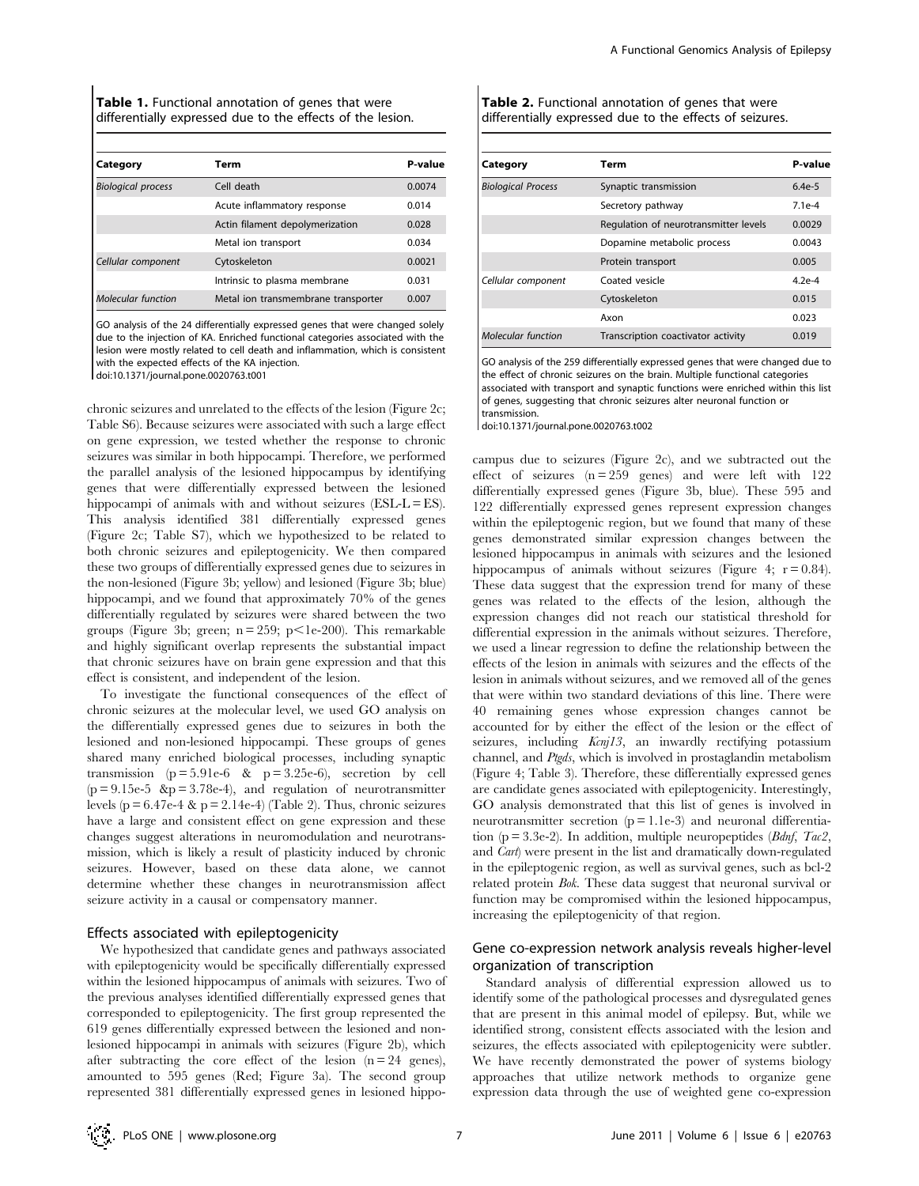**Table 1.** Functional annotation of genes that were differentially expressed due to the effects of the lesion.

| Category | Term | P-value |
| --- | --- | --- |
| *Biological process* | Cell death | 0.0074 |
| | Acute inflammatory response | 0.014 |
| | Actin filament depolymerization | 0.028 |
| | Metal ion transport | 0.034 |
| *Cellular component* | Cytoskeleton | 0.0021 |
| | Intrinsic to plasma membrane | 0.031 |
| *Molecular function* | Metal ion transmembrane transporter | 0.007 |

GO analysis of the 24 differentially expressed genes that were changed solely due to the injection of KA. Enriched functional categories associated with the lesion were mostly related to cell death and inflammation, which is consistent with the expected effects of the KA injection.
doi:10.1371/journal.pone.0020763.t001

chronic seizures and unrelated to the effects of the lesion (Figure 2c; Table S6). Because seizures were associated with such a large effect on gene expression, we tested whether the response to chronic seizures was similar in both hippocampi. Therefore, we performed the parallel analysis of the lesioned hippocampus by identifying genes that were differentially expressed between the lesioned hippocampi of animals with and without seizures (ESL-L = ES). This analysis identified 381 differentially expressed genes (Figure 2c; Table S7), which we hypothesized to be related to both chronic seizures and epileptogenicity. We then compared these two groups of differentially expressed genes due to seizures in the non-lesioned (Figure 3b; yellow) and lesioned (Figure 3b; blue) hippocampi, and we found that approximately 70% of the genes differentially regulated by seizures were shared between the two groups (Figure 3b; green; $n = 259$; $p < 1e\text{-}200$). This remarkable and highly significant overlap represents the substantial impact that chronic seizures have on brain gene expression and that this effect is consistent, and independent of the lesion.

To investigate the functional consequences of the effect of chronic seizures at the molecular level, we used GO analysis on the differentially expressed genes due to seizures in both the lesioned and non-lesioned hippocampi. These groups of genes shared many enriched biological processes, including synaptic transmission ($p = 5.91e\text{-}6$ & $p = 3.25e\text{-}6$), secretion by cell ($p = 9.15e\text{-}5$ &$p = 3.78e\text{-}4$), and regulation of neurotransmitter levels ($p = 6.47e\text{-}4$ & $p = 2.14e\text{-}4$) (Table 2). Thus, chronic seizures have a large and consistent effect on gene expression and these changes suggest alterations in neuromodulation and neurotransmission, which is likely a result of plasticity induced by chronic seizures. However, based on these data alone, we cannot determine whether these changes in neurotransmission affect seizure activity in a causal or compensatory manner.

### Effects associated with epileptogenicity

We hypothesized that candidate genes and pathways associated with epileptogenicity would be specifically differentially expressed within the lesioned hippocampus of animals with seizures. Two of the previous analyses identified differentially expressed genes that corresponded to epileptogenicity. The first group represented the 619 genes differentially expressed between the lesioned and non-lesioned hippocampi in animals with seizures (Figure 2b), which after subtracting the core effect of the lesion ($n = 24$ genes), amounted to 595 genes (Red; Figure 3a). The second group represented 381 differentially expressed genes in lesioned hippocampus due to seizures (Figure 2c), and we subtracted out the effect of seizures ($n = 259$ genes) and were left with 122 differentially expressed genes (Figure 3b, blue). These 595 and 122 differentially expressed genes represent expression changes within the epileptogenic region, but we found that many of these genes demonstrated similar expression changes between the lesioned hippocampus in animals with seizures and the lesioned hippocampus of animals without seizures (Figure 4; $r = 0.84$). These data suggest that the expression trend for many of these genes was related to the effects of the lesion, although the expression changes did not reach our statistical threshold for differential expression in the animals without seizures. Therefore, we used a linear regression to define the relationship between the effects of the lesion in animals with seizures and the effects of the lesion in animals without seizures, and we removed all of the genes that were within two standard deviations of this line. There were 40 remaining genes whose expression changes cannot be accounted for by either the effect of the lesion or the effect of seizures, including *Kcnj13*, an inwardly rectifying potassium channel, and *Ptgds*, which is involved in prostaglandin metabolism (Figure 4; Table 3). Therefore, these differentially expressed genes are candidate genes associated with epileptogenicity. Interestingly, GO analysis demonstrated that this list of genes is involved in neurotransmitter secretion ($p = 1.1e\text{-}3$) and neuronal differentiation ($p = 3.3e\text{-}2$). In addition, multiple neuropeptides (*Bdnf*, *Tac2*, and *Cart*) were present in the list and dramatically down-regulated in the epileptogenic region, as well as survival genes, such as bcl-2 related protein *Bok*. These data suggest that neuronal survival or function may be compromised within the lesioned hippocampus, increasing the epileptogenicity of that region.

**Table 2.** Functional annotation of genes that were differentially expressed due to the effects of seizures.

| Category | Term | P-value |
| --- | --- | --- |
| *Biological Process* | Synaptic transmission | 6.4e-5 |
| | Secretory pathway | 7.1e-4 |
| | Regulation of neurotransmitter levels | 0.0029 |
| | Dopamine metabolic process | 0.0043 |
| | Protein transport | 0.005 |
| *Cellular component* | Coated vesicle | 4.2e-4 |
| | Cytoskeleton | 0.015 |
| | Axon | 0.023 |
| *Molecular function* | Transcription coactivator activity | 0.019 |

GO analysis of the 259 differentially expressed genes that were changed due to the effect of chronic seizures on the brain. Multiple functional categories associated with transport and synaptic functions were enriched within this list of genes, suggesting that chronic seizures alter neuronal function or transmission.
doi:10.1371/journal.pone.0020763.t002

### Gene co-expression network analysis reveals higher-level organization of transcription

Standard analysis of differential expression allowed us to identify some of the pathological processes and dysregulated genes that are present in this animal model of epilepsy. But, while we identified strong, consistent effects associated with the lesion and seizures, the effects associated with epileptogenicity were subtler. We have recently demonstrated the power of systems biology approaches that utilize network methods to organize gene expression data through the use of weighted gene co-expression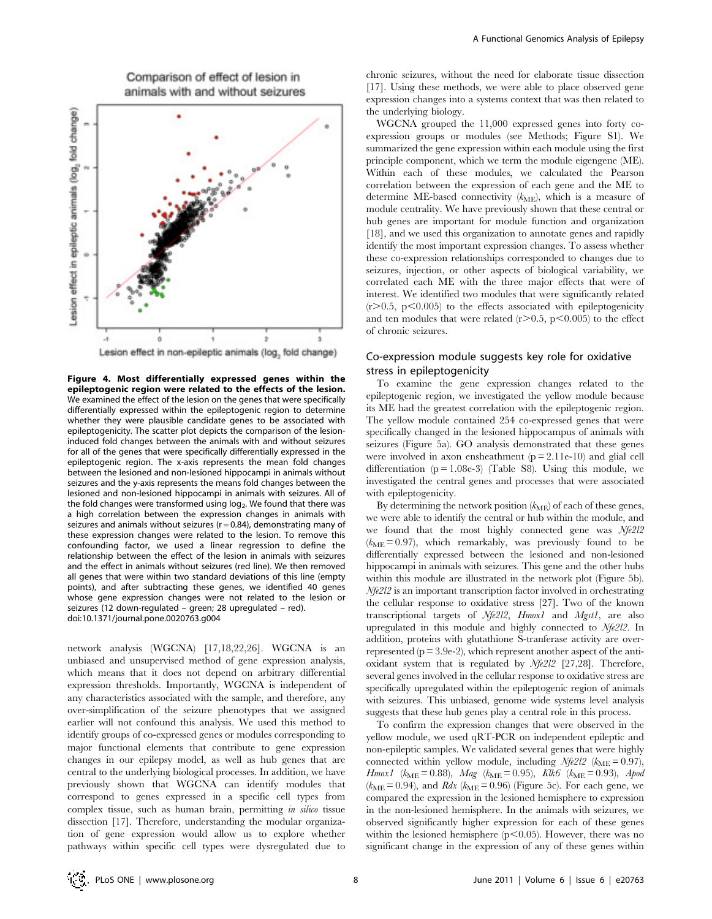**Figure 4. Most differentially expressed genes within the epileptogenic region were related to the effects of the lesion.** We examined the effect of the lesion on the genes that were specifically differentially expressed within the epileptogenic region to determine whether they were plausible candidate genes to be associated with epileptogenicity. The scatter plot depicts the comparison of the lesion-induced fold changes between the animals with and without seizures for all of the genes that were specifically differentially expressed in the epileptogenic region. The x-axis represents the mean fold changes between the lesioned and non-lesioned hippocampi in animals without seizures and the y-axis represents the means fold changes between the lesioned and non-lesioned hippocampi in animals with seizures. All of the fold changes were transformed using $\log_2$. We found that there was a high correlation between the expression changes in animals with seizures and animals without seizures ($r = 0.84$), demonstrating many of these expression changes were related to the lesion. To remove this confounding factor, we used a linear regression to define the relationship between the effect of the lesion in animals with seizures and the effect in animals without seizures (red line). We then removed all genes that were within two standard deviations of this line (empty points), and after subtracting these genes, we identified 40 genes whose gene expression changes were not related to the lesion or seizures (12 down-regulated – green; 28 upregulated – red).
doi:10.1371/journal.pone.0020763.g004

network analysis (WGCNA) [17,18,22,26]. WGCNA is an unbiased and unsupervised method of gene expression analysis, which means that it does not depend on arbitrary differential expression thresholds. Importantly, WGCNA is independent of any characteristics associated with the sample, and therefore, any over-simplification of the seizure phenotypes that we assigned earlier will not confound this analysis. We used this method to identify groups of co-expressed genes or modules corresponding to major functional elements that contribute to gene expression changes in our epilepsy model, as well as hub genes that are central to the underlying biological processes. In addition, we have previously shown that WGCNA can identify modules that correspond to genes expressed in a specific cell types from complex tissue, such as human brain, permitting *in silico* tissue dissection [17]. Therefore, understanding the modular organization of gene expression would allow us to explore whether pathways within specific cell types were dysregulated due to chronic seizures, without the need for elaborate tissue dissection [17]. Using these methods, we were able to place observed gene expression changes into a systems context that was then related to the underlying biology.

WGCNA grouped the 11,000 expressed genes into forty co-expression groups or modules (see Methods; Figure S1). We summarized the gene expression within each module using the first principle component, which we term the module eigengene (ME). Within each of these modules, we calculated the Pearson correlation between the expression of each gene and the ME to determine ME-based connectivity ($k_{ME}$), which is a measure of module centrality. We have previously shown that these central or hub genes are important for module function and organization [18], and we used this organization to annotate genes and rapidly identify the most important expression changes. To assess whether these co-expression relationships corresponded to changes due to seizures, injection, or other aspects of biological variability, we correlated each ME with the three major effects that were of interest. We identified two modules that were significantly related ($r>0.5$, $p<0.005$) to the effects associated with epileptogenicity and ten modules that were related ($r>0.5$, $p<0.005$) to the effect of chronic seizures.

## Co-expression module suggests key role for oxidative stress in epileptogenicity

To examine the gene expression changes related to the epileptogenic region, we investigated the yellow module because its ME had the greatest correlation with the epileptogenic region. The yellow module contained 254 co-expressed genes that were specifically changed in the lesioned hippocampus of animals with seizures (Figure 5a). GO analysis demonstrated that these genes were involved in axon ensheathment ($p = 2.11e\text{-}10$) and glial cell differentiation ($p = 1.08e\text{-}3$) (Table S8). Using this module, we investigated the central genes and processes that were associated with epileptogenicity.

By determining the network position ($k_{ME}$) of each of these genes, we were able to identify the central or hub within the module, and we found that the most highly connected gene was *Nfe2l2* ($k_{ME} = 0.97$), which remarkably, was previously found to be differentially expressed between the lesioned and non-lesioned hippocampi in animals with seizures. This gene and the other hubs within this module are illustrated in the network plot (Figure 5b). *Nfe2l2* is an important transcription factor involved in orchestrating the cellular response to oxidative stress [27]. Two of the known transcriptional targets of *Nfe2l2*, *Hmox1* and *Mgst1*, are also upregulated in this module and highly connected to *Nfe2l2*. In addition, proteins with glutathione S-tranferase activity are over-represented ($p = 3.9e\text{-}2$), which represent another aspect of the anti-oxidant system that is regulated by *Nfe2l2* [27,28]. Therefore, several genes involved in the cellular response to oxidative stress are specifically upregulated within the epileptogenic region of animals with seizures. This unbiased, genome wide systems level analysis suggests that these hub genes play a central role in this process.

To confirm the expression changes that were observed in the yellow module, we used qRT-PCR on independent epileptic and non-epileptic samples. We validated several genes that were highly connected within yellow module, including *Nfe2l2* ($k_{ME} = 0.97$), *Hmox1* ($k_{ME} = 0.88$), *Mag* ($k_{ME} = 0.95$), *Klk6* ($k_{ME} = 0.93$), *Apod* ($k_{ME} = 0.94$), and *Rdx* ($k_{ME} = 0.96$) (Figure 5c). For each gene, we compared the expression in the lesioned hemisphere to expression in the non-lesioned hemisphere. In the animals with seizures, we observed significantly higher expression for each of these genes within the lesioned hemisphere ($p<0.05$). However, there was no significant change in the expression of any of these genes within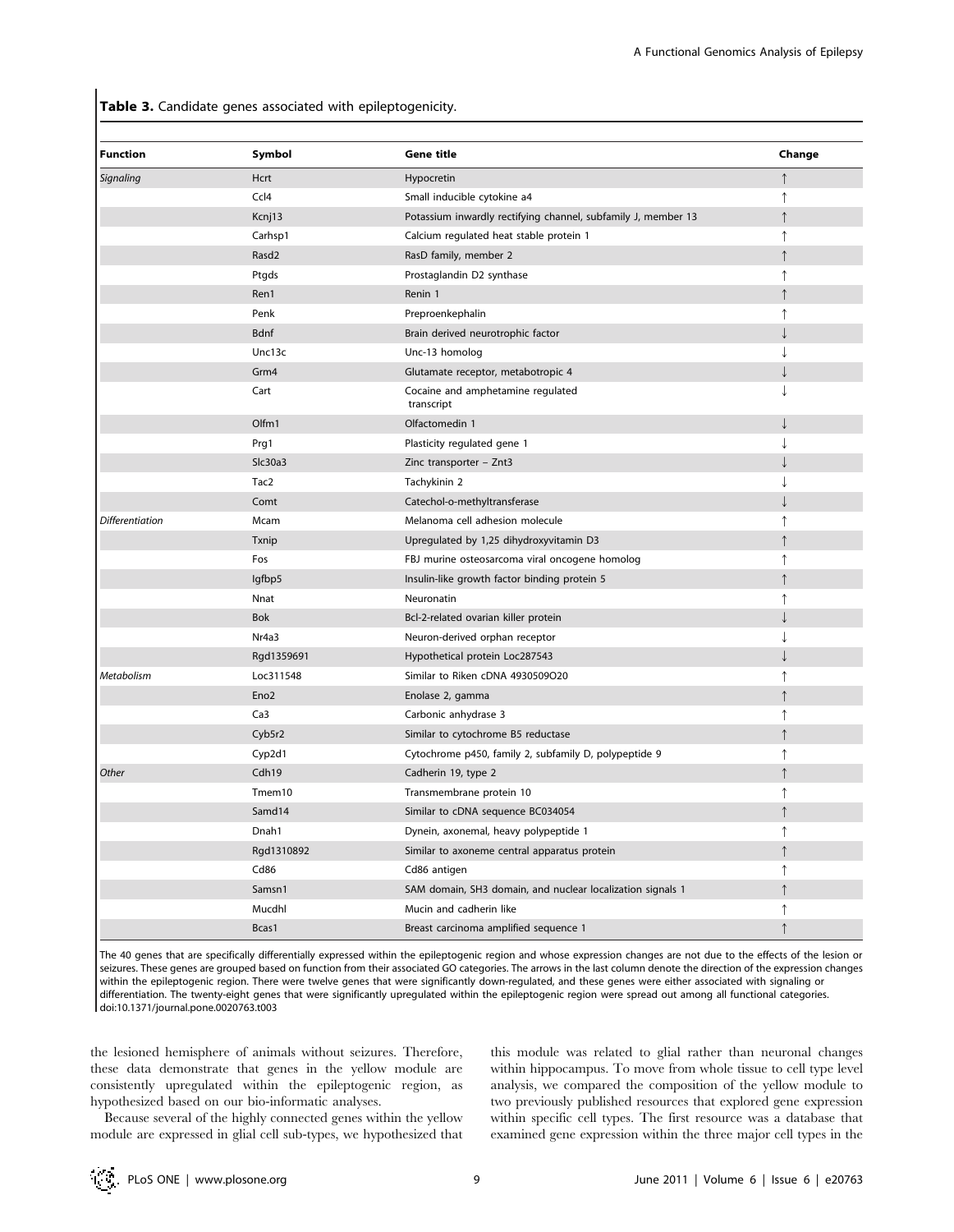**Table 3.** Candidate genes associated with epileptogenicity.

| Function | Symbol | Gene title | Change |
|---|---|---|---|
| *Signaling* | Hcrt | Hypocretin | ↑ |
| | Ccl4 | Small inducible cytokine a4 | ↑ |
| | Kcnj13 | Potassium inwardly rectifying channel, subfamily J, member 13 | ↑ |
| | Carhsp1 | Calcium regulated heat stable protein 1 | ↑ |
| | Rasd2 | RasD family, member 2 | ↑ |
| | Ptgds | Prostaglandin D2 synthase | ↑ |
| | Ren1 | Renin 1 | ↑ |
| | Penk | Preproenkephalin | ↑ |
| | Bdnf | Brain derived neurotrophic factor | ↓ |
| | Unc13c | Unc-13 homolog | ↓ |
| | Grm4 | Glutamate receptor, metabotropic 4 | ↓ |
| | Cart | Cocaine and amphetamine regulated transcript | ↓ |
| | Olfm1 | Olfactomedin 1 | ↓ |
| | Prg1 | Plasticity regulated gene 1 | ↓ |
| | Slc30a3 | Zinc transporter – Znt3 | ↓ |
| | Tac2 | Tachykinin 2 | ↓ |
| | Comt | Catechol-o-methyltransferase | ↓ |
| *Differentiation* | Mcam | Melanoma cell adhesion molecule | ↑ |
| | Txnip | Upregulated by 1,25 dihydroxyvitamin D3 | ↑ |
| | Fos | FBJ murine osteosarcoma viral oncogene homolog | ↑ |
| | Igfbp5 | Insulin-like growth factor binding protein 5 | ↑ |
| | Nnat | Neuronatin | ↑ |
| | Bok | Bcl-2-related ovarian killer protein | ↓ |
| | Nr4a3 | Neuron-derived orphan receptor | ↓ |
| | Rgd1359691 | Hypothetical protein Loc287543 | ↓ |
| *Metabolism* | Loc311548 | Similar to Riken cDNA 4930509O20 | ↑ |
| | Eno2 | Enolase 2, gamma | ↑ |
| | Ca3 | Carbonic anhydrase 3 | ↑ |
| | Cyb5r2 | Similar to cytochrome B5 reductase | ↑ |
| | Cyp2d1 | Cytochrome p450, family 2, subfamily D, polypeptide 9 | ↑ |
| *Other* | Cdh19 | Cadherin 19, type 2 | ↑ |
| | Tmem10 | Transmembrane protein 10 | ↑ |
| | Samd14 | Similar to cDNA sequence BC034054 | ↑ |
| | Dnah1 | Dynein, axonemal, heavy polypeptide 1 | ↑ |
| | Rgd1310892 | Similar to axoneme central apparatus protein | ↑ |
| | Cd86 | Cd86 antigen | ↑ |
| | Samsn1 | SAM domain, SH3 domain, and nuclear localization signals 1 | ↑ |
| | Mucdhl | Mucin and cadherin like | ↑ |
| | Bcas1 | Breast carcinoma amplified sequence 1 | ↑ |

The 40 genes that are specifically differentially expressed within the epileptogenic region and whose expression changes are not due to the effects of the lesion or seizures. These genes are grouped based on function from their associated GO categories. The arrows in the last column denote the direction of the expression changes within the epileptogenic region. There were twelve genes that were significantly down-regulated, and these genes were either associated with signaling or differentiation. The twenty-eight genes that were significantly upregulated within the epileptogenic region were spread out among all functional categories.
doi:10.1371/journal.pone.0020763.t003

the lesioned hemisphere of animals without seizures. Therefore, these data demonstrate that genes in the yellow module are consistently upregulated within the epileptogenic region, as hypothesized based on our bio-informatic analyses.

Because several of the highly connected genes within the yellow module are expressed in glial cell sub-types, we hypothesized that this module was related to glial rather than neuronal changes within hippocampus. To move from whole tissue to cell type level analysis, we compared the composition of the yellow module to two previously published resources that explored gene expression within specific cell types. The first resource was a database that examined gene expression within the three major cell types in the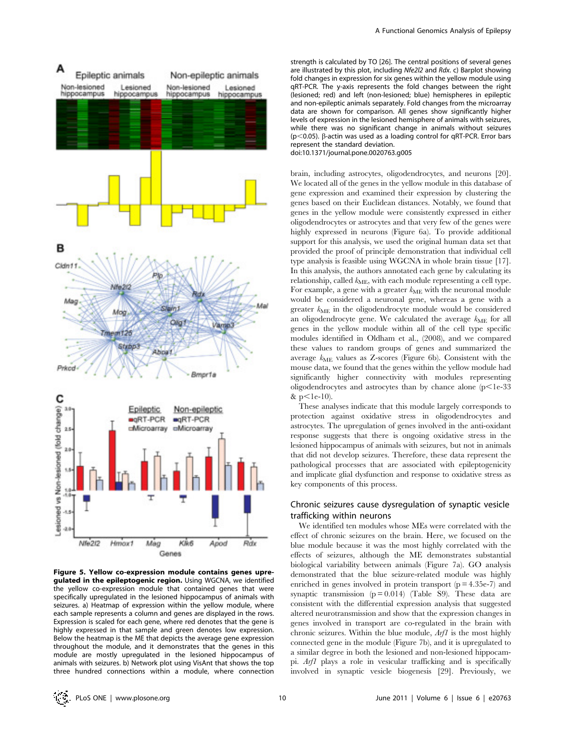**Figure 5. Yellow co-expression module contains genes upregulated in the epileptogenic region.** Using WGCNA, we identified the yellow co-expression module that contained genes that were specifically upregulated in the lesioned hippocampus of animals with seizures. a) Heatmap of expression within the yellow module, where each sample represents a column and genes are displayed in the rows. Expression is scaled for each gene, where red denotes that the gene is highly expressed in that sample and green denotes low expression. Below the heatmap is the ME that depicts the average gene expression throughout the module, and it demonstrates that the genes in this module are mostly upregulated in the lesioned hippocampus of animals with seizures. b) Network plot using VisAnt that shows the top three hundred connections within a module, where connection strength is calculated by TO [26]. The central positions of several genes are illustrated by this plot, including *Nfe2l2* and *Rdx*. c) Barplot showing fold changes in expression for six genes within the yellow module using qRT-PCR. The y-axis represents the fold changes between the right (lesioned; red) and left (non-lesioned; blue) hemispheres in epileptic and non-epileptic animals separately. Fold changes from the microarray data are shown for comparison. All genes show significantly higher levels of expression in the lesioned hemisphere of animals with seizures, while there was no significant change in animals without seizures ($p<0.05$). β-actin was used as a loading control for qRT-PCR. Error bars represent the standard deviation.
doi:10.1371/journal.pone.0020763.g005

brain, including astrocytes, oligodendrocytes, and neurons [20]. We located all of the genes in the yellow module in this database of gene expression and examined their expression by clustering the genes based on their Euclidean distances. Notably, we found that genes in the yellow module were consistently expressed in either oligodendrocytes or astrocytes and that very few of the genes were highly expressed in neurons (Figure 6a). To provide additional support for this analysis, we used the original human data set that provided the proof of principle demonstration that individual cell type analysis is feasible using WGCNA in whole brain tissue [17]. In this analysis, the authors annotated each gene by calculating its relationship, called $k_{\mathrm{ME}}$, with each module representing a cell type. For example, a gene with a greater $k_{\mathrm{ME}}$ with the neuronal module would be considered a neuronal gene, whereas a gene with a greater $k_{\mathrm{ME}}$ in the oligodendrocyte module would be considered an oligodendrocyte gene. We calculated the average $k_{\mathrm{ME}}$ for all genes in the yellow module within all of the cell type specific modules identified in Oldham et al., (2008), and we compared these values to random groups of genes and summarized the average $k_{\mathrm{ME}}$ values as Z-scores (Figure 6b). Consistent with the mouse data, we found that the genes within the yellow module had significantly higher connectivity with modules representing oligodendrocytes and astrocytes than by chance alone ($p<1e\text{-}33$ & $p<1e\text{-}10$).

These analyses indicate that this module largely corresponds to protection against oxidative stress in oligodendrocytes and astrocytes. The upregulation of genes involved in the anti-oxidant response suggests that there is ongoing oxidative stress in the lesioned hippocampus of animals with seizures, but not in animals that did not develop seizures. Therefore, these data represent the pathological processes that are associated with epileptogenicity and implicate glial dysfunction and response to oxidative stress as key components of this process.

## Chronic seizures cause dysregulation of synaptic vesicle trafficking within neurons

We identified ten modules whose MEs were correlated with the effect of chronic seizures on the brain. Here, we focused on the blue module because it was the most highly correlated with the effects of seizures, although the ME demonstrates substantial biological variability between animals (Figure 7a). GO analysis demonstrated that the blue seizure-related module was highly enriched in genes involved in protein transport ($p=4.35e\text{-}7$) and synaptic transmission ($p=0.014$) (Table S9). These data are consistent with the differential expression analysis that suggested altered neurotransmission and show that the expression changes in genes involved in transport are co-regulated in the brain with chronic seizures. Within the blue module, *Arf1* is the most highly connected gene in the module (Figure 7b), and it is upregulated to a similar degree in both the lesioned and non-lesioned hippocampi. *Arf1* plays a role in vesicular trafficking and is specifically involved in synaptic vesicle biogenesis [29]. Previously, we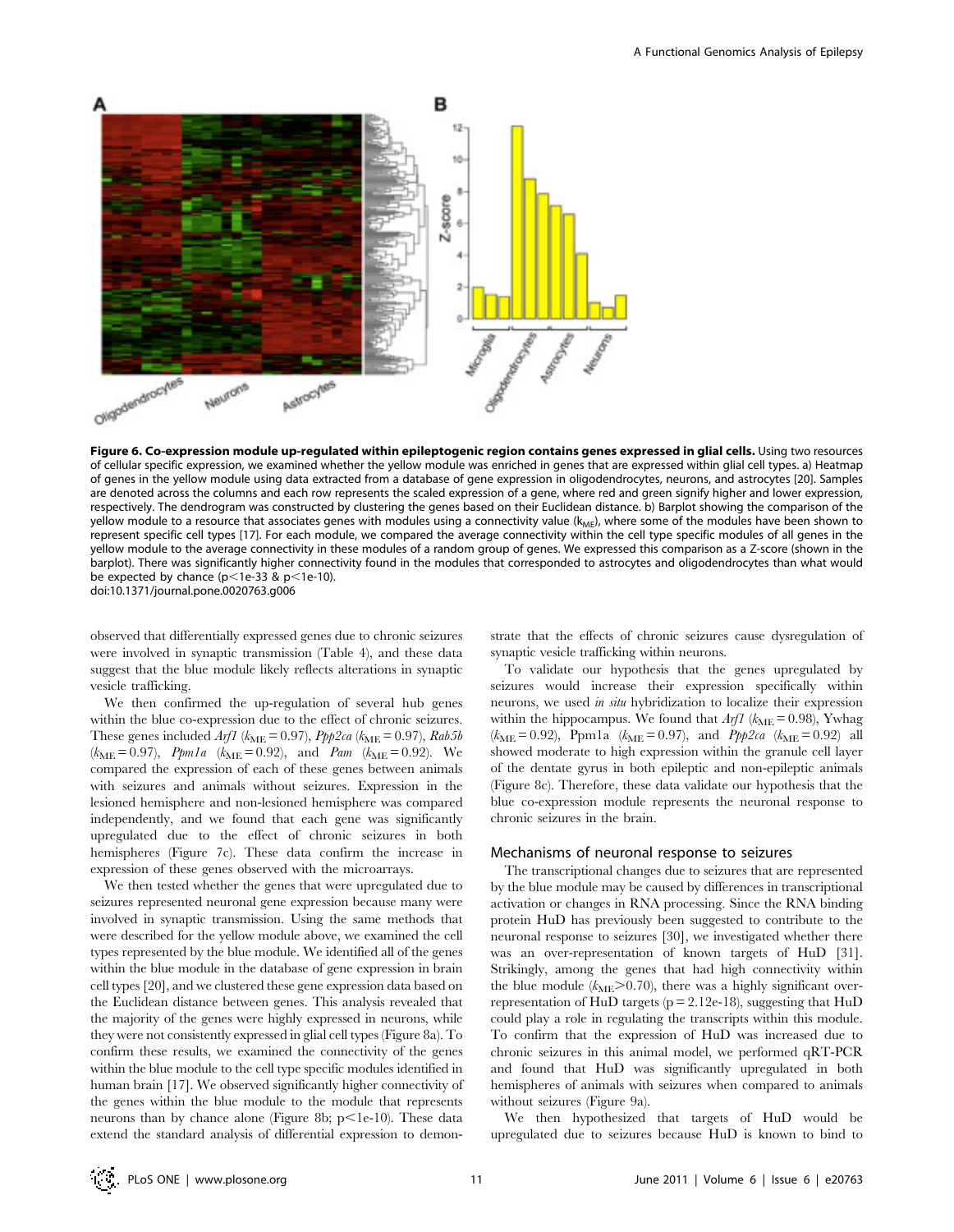**Figure 6. Co-expression module up-regulated within epileptogenic region contains genes expressed in glial cells.** Using two resources of cellular specific expression, we examined whether the yellow module was enriched in genes that are expressed within glial cell types. a) Heatmap of genes in the yellow module using data extracted from a database of gene expression in oligodendrocytes, neurons, and astrocytes [20]. Samples are denoted across the columns and each row represents the scaled expression of a gene, where red and green signify higher and lower expression, respectively. The dendrogram was constructed by clustering the genes based on their Euclidean distance. b) Barplot showing the comparison of the yellow module to a resource that associates genes with modules using a connectivity value ($k_{ME}$), where some of the modules have been shown to represent specific cell types [17]. For each module, we compared the average connectivity within the cell type specific modules of all genes in the yellow module to the average connectivity in these modules of a random group of genes. We expressed this comparison as a Z-score (shown in the barplot). There was significantly higher connectivity found in the modules that corresponded to astrocytes and oligodendrocytes than what would be expected by chance ($p<1e\text{-}33$ & $p<1e\text{-}10$).
doi:10.1371/journal.pone.0020763.g006

observed that differentially expressed genes due to chronic seizures were involved in synaptic transmission (Table 4), and these data suggest that the blue module likely reflects alterations in synaptic vesicle trafficking.

We then confirmed the up-regulation of several hub genes within the blue co-expression module due to the effect of chronic seizures. These genes included *Arf1* ($k_{ME} = 0.97$), *Ppp2ca* ($k_{ME} = 0.97$), *Rab5b* ($k_{ME} = 0.97$), *Ppm1a* ($k_{ME} = 0.92$), and *Pam* ($k_{ME} = 0.92$). We compared the expression of each of these genes between animals with seizures and animals without seizures. Expression in the lesioned hemisphere and non-lesioned hemisphere was compared independently, and we found that each gene was significantly upregulated due to the effect of chronic seizures in both hemispheres (Figure 7c). These data confirm the increase in expression of these genes observed with the microarrays.

We then tested whether the genes that were upregulated due to seizures represented neuronal gene expression because many were involved in synaptic transmission. Using the same methods that were described for the yellow module above, we examined the cell types represented by the blue module. We identified all of the genes within the blue module in the database of gene expression in brain cell types [20], and we clustered these gene expression data based on the Euclidean distance between genes. This analysis revealed that the majority of the genes were highly expressed in neurons, while they were not consistently expressed in glial cell types (Figure 8a). To confirm these results, we examined the connectivity of the genes within the blue module to the cell type specific modules identified in human brain [17]. We observed significantly higher connectivity of the genes within the blue module to the module that represents neurons than by chance alone (Figure 8b; $p<1e\text{-}10$). These data extend the standard analysis of differential expression to demonstrate that the effects of chronic seizures cause dysregulation of synaptic vesicle trafficking within neurons.

To validate our hypothesis that the genes upregulated by seizures would increase their expression specifically within neurons, we used *in situ* hybridization to localize their expression within the hippocampus. We found that *Arf1* ($k_{ME} = 0.98$), Ywhag ($k_{ME} = 0.92$), Ppm1a ($k_{ME} = 0.97$), and *Ppp2ca* ($k_{ME} = 0.92$) all showed moderate to high expression within the granule cell layer of the dentate gyrus in both epileptic and non-epileptic animals (Figure 8c). Therefore, these data validate our hypothesis that the blue co-expression module represents the neuronal response to chronic seizures in the brain.

### Mechanisms of neuronal response to seizures

The transcriptional changes due to seizures that are represented by the blue module may be caused by differences in transcriptional activation or changes in RNA processing. Since the RNA binding protein HuD has previously been suggested to contribute to the neuronal response to seizures [30], we investigated whether there was an over-representation of known targets of HuD [31]. Strikingly, among the genes that had high connectivity within the blue module ($k_{ME}>0.70$), there was a highly significant over-representation of HuD targets ($p = 2.12e\text{-}18$), suggesting that HuD could play a role in regulating the transcripts within this module. To confirm that the expression of HuD was increased due to chronic seizures in this animal model, we performed qRT-PCR and found that HuD was significantly upregulated in both hemispheres of animals with seizures when compared to animals without seizures (Figure 9a).

We then hypothesized that targets of HuD would be upregulated due to seizures because HuD is known to bind to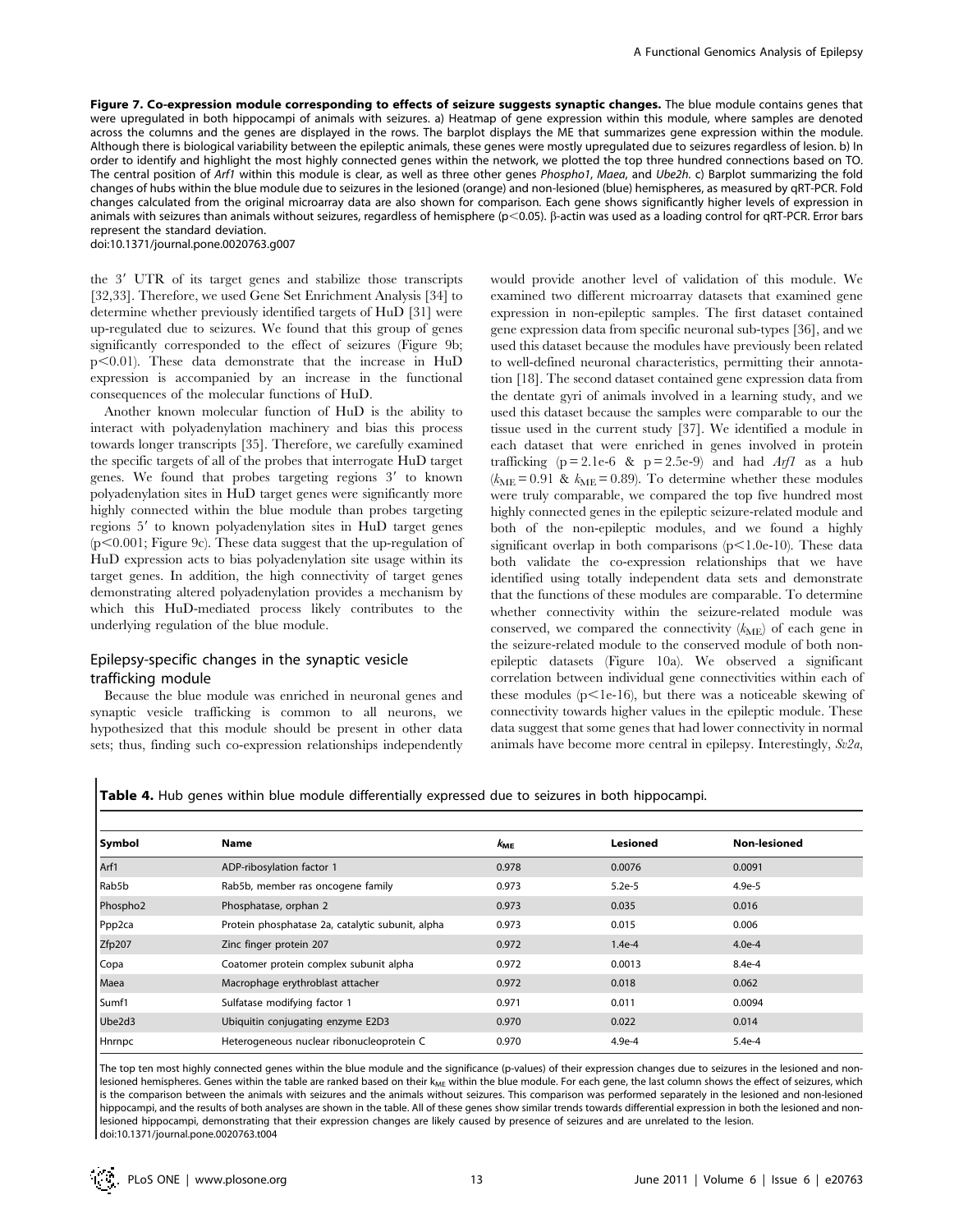**Figure 7. Co-expression module corresponding to effects of seizure suggests synaptic changes.** The blue module contains genes that were upregulated in both hippocampi of animals with seizures. a) Heatmap of gene expression within this module, where samples are denoted across the columns and the genes are displayed in the rows. The barplot displays the ME that summarizes gene expression within the module. Although there is biological variability between the epileptic animals, these genes were mostly upregulated due to seizures regardless of lesion. b) In order to identify and highlight the most highly connected genes within the network, we plotted the top three hundred connections based on TO. The central position of *Arf1* within this module is clear, as well as three other genes *Phospho1*, *Maea*, and *Ube2h*. c) Barplot summarizing the fold changes of hubs within the blue module due to seizures in the lesioned (orange) and non-lesioned (blue) hemispheres, as measured by qRT-PCR. Fold changes calculated from the original microarray data are also shown for comparison. Each gene shows significantly higher levels of expression in animals with seizures than animals without seizures, regardless of hemisphere ($p<0.05$). β-actin was used as a loading control for qRT-PCR. Error bars represent the standard deviation.
doi:10.1371/journal.pone.0020763.g007

the 3′ UTR of its target genes and stabilize those transcripts [32,33]. Therefore, we used Gene Set Enrichment Analysis [34] to determine whether previously identified targets of HuD [31] were up-regulated due to seizures. We found that this group of genes significantly corresponded to the effect of seizures (Figure 9b; $p<0.01$). These data demonstrate that the increase in HuD expression is accompanied by an increase in the functional consequences of the molecular functions of HuD.

Another known molecular function of HuD is the ability to interact with polyadenylation machinery and bias this process towards longer transcripts [35]. Therefore, we carefully examined the specific targets of all of the probes that interrogate HuD target genes. We found that probes targeting regions 3′ to known polyadenylation sites in HuD target genes were significantly more highly connected within the blue module than probes targeting regions 5′ to known polyadenylation sites in HuD target genes ($p<0.001$; Figure 9c). These data suggest that the up-regulation of HuD expression acts to bias polyadenylation site usage within its target genes. In addition, the high connectivity of target genes demonstrating altered polyadenylation provides a mechanism by which this HuD-mediated process likely contributes to the underlying regulation of the blue module.

## Epilepsy-specific changes in the synaptic vesicle trafficking module

Because the blue module was enriched in neuronal genes and synaptic vesicle trafficking is common to all neurons, we hypothesized that this module should be present in other data sets; thus, finding such co-expression relationships independently would provide another level of validation of this module. We examined two different microarray datasets that examined gene expression in non-epileptic samples. The first dataset contained gene expression data from specific neuronal sub-types [36], and we used this dataset because the modules have previously been related to well-defined neuronal characteristics, permitting their annotation [18]. The second dataset contained gene expression data from the dentate gyri of animals involved in a learning study, and we used this dataset because the samples were comparable to our the tissue used in the current study [37]. We identified a module in each dataset that were enriched in genes involved in protein trafficking ($p = 2.1e\text{-}6$ & $p = 2.5e\text{-}9$) and had *Arf1* as a hub ($k_{ME} = 0.91$ & $k_{ME} = 0.89$). To determine whether these modules were truly comparable, we compared the top five hundred most highly connected genes in the epileptic seizure-related module and both of the non-epileptic modules, and we found a highly significant overlap in both comparisons ($p<1.0e\text{-}10$). These data both validate the co-expression relationships that we have identified using totally independent data sets and demonstrate that the functions of these modules are comparable. To determine whether connectivity within the seizure-related module was conserved, we compared the connectivity ($k_{ME}$) of each gene in the seizure-related module to the conserved module of both non-epileptic datasets (Figure 10a). We observed a significant correlation between individual gene connectivities within each of these modules ($p<1e\text{-}16$), but there was a noticeable skewing of connectivity towards higher values in the epileptic module. These data suggest that some genes that had lower connectivity in normal animals have become more central in epilepsy. Interestingly, *Sv2a*,

**Table 4.** Hub genes within blue module differentially expressed due to seizures in both hippocampi.

| Symbol | Name | $k_{ME}$ | Lesioned | Non-lesioned |
|---|---|---|---|---|
| Arf1 | ADP-ribosylation factor 1 | 0.978 | 0.0076 | 0.0091 |
| Rab5b | Rab5b, member ras oncogene family | 0.973 | 5.2e-5 | 4.9e-5 |
| Phospho2 | Phosphatase, orphan 2 | 0.973 | 0.035 | 0.016 |
| Ppp2ca | Protein phosphatase 2a, catalytic subunit, alpha | 0.973 | 0.015 | 0.006 |
| Zfp207 | Zinc finger protein 207 | 0.972 | 1.4e-4 | 4.0e-4 |
| Copa | Coatomer protein complex subunit alpha | 0.972 | 0.0013 | 8.4e-4 |
| Maea | Macrophage erythroblast attacher | 0.972 | 0.018 | 0.062 |
| Sumf1 | Sulfatase modifying factor 1 | 0.971 | 0.011 | 0.0094 |
| Ube2d3 | Ubiquitin conjugating enzyme E2D3 | 0.970 | 0.022 | 0.014 |
| Hnrnpc | Heterogeneous nuclear ribonucleoprotein C | 0.970 | 4.9e-4 | 5.4e-4 |

The top ten most highly connected genes within the blue module and the significance (p-values) of their expression changes due to seizures in the lesioned and non-lesioned hemispheres. Genes within the table are ranked based on their $k_{ME}$ within the blue module. For each gene, the last column shows the effect of seizures, which is the comparison between the animals with seizures and the animals without seizures. This comparison was performed separately in the lesioned and non-lesioned hippocampi, and the results of both analyses are shown in the table. All of these genes show similar trends towards differential expression in both the lesioned and non-lesioned hippocampi, demonstrating that their expression changes are likely caused by presence of seizures and are unrelated to the lesion.
doi:10.1371/journal.pone.0020763.t004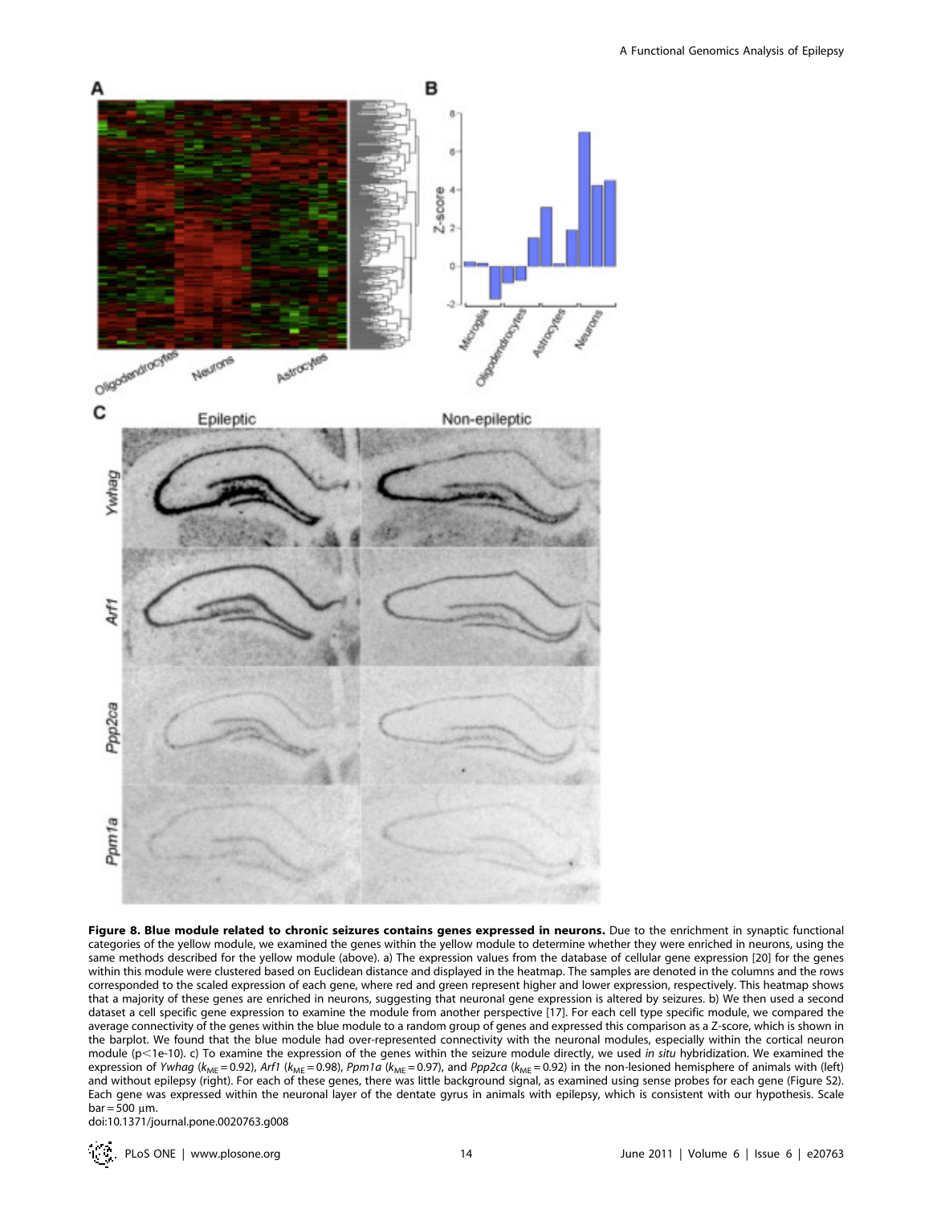**Figure 8. Blue module related to chronic seizures contains genes expressed in neurons.** Due to the enrichment in synaptic functional categories of the yellow module, we examined the genes within the yellow module to determine whether they were enriched in neurons, using the same methods described for the yellow module (above). a) The expression values from the database of cellular gene expression [20] for the genes within this module were clustered based on Euclidean distance and displayed in the heatmap. The samples are denoted in the columns and the rows corresponded to the scaled expression of each gene, where red and green represent higher and lower expression, respectively. This heatmap shows that a majority of these genes are enriched in neurons, suggesting that neuronal gene expression is altered by seizures. b) We then used a second dataset a cell specific gene expression to examine the module from another perspective [17]. For each cell type specific module, we compared the average connectivity of the genes within the blue module to a random group of genes and expressed this comparison as a Z-score, which is shown in the barplot. We found that the blue module had over-represented connectivity with the neuronal modules, especially within the cortical neuron module ($p<1e-10$). c) To examine the expression of the genes within the seizure module directly, we used *in situ* hybridization. We examined the expression of *Ywhag* ($k_{ME}=0.92$), *Arf1* ($k_{ME}=0.98$), *Ppm1a* ($k_{ME}=0.97$), and *Ppp2ca* ($k_{ME}=0.92$) in the non-lesioned hemisphere of animals with (left) and without epilepsy (right). For each of these genes, there was little background signal, as examined using sense probes for each gene (Figure S2). Each gene was expressed within the neuronal layer of the dentate gyrus in animals with epilepsy, which is consistent with our hypothesis. Scale bar = 500 μm.
doi:10.1371/journal.pone.0020763.g008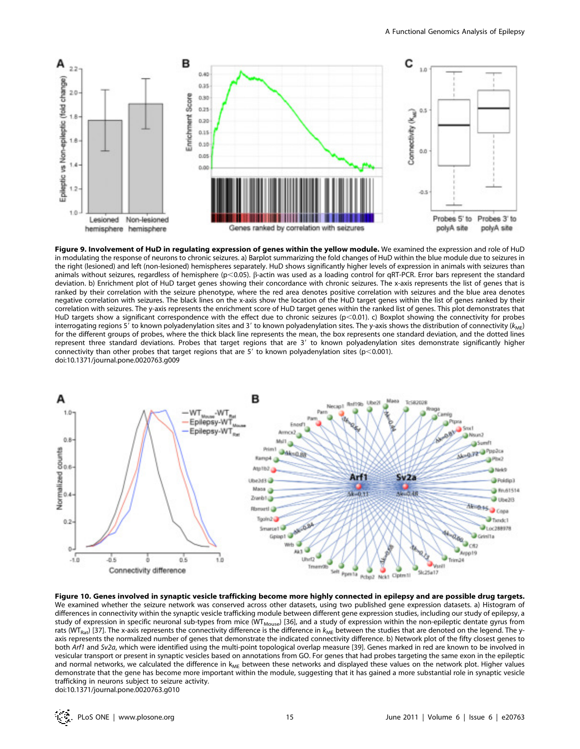**Figure 9. Involvement of HuD in regulating expression of genes within the yellow module.** We examined the expression and role of HuD in modulating the response of neurons to chronic seizures. a) Barplot summarizing the fold changes of HuD within the blue module due to seizures in the right (lesioned) and left (non-lesioned) hemispheres separately. HuD shows significantly higher levels of expression in animals with seizures than animals without seizures, regardless of hemisphere ($p<0.05$). β-actin was used as a loading control for qRT-PCR. Error bars represent the standard deviation. b) Enrichment plot of HuD target genes showing their concordance with chronic seizures. The x-axis represents the list of genes that is ranked by their correlation with the seizure phenotype, where the red area denotes positive correlation with seizures and the blue area denotes negative correlation with seizures. The black lines on the x-axis show the location of the HuD target genes within the list of genes ranked by their correlation with seizures. The y-axis represents the enrichment score of HuD target genes within the ranked list of genes. This plot demonstrates that HuD targets show a significant correspondence with the effect due to chronic seizures ($p<0.01$). c) Boxplot showing the connectivity for probes interrogating regions 5′ to known polyadenylation sites and 3′ to known polyadenylation sites. The y-axis shows the distribution of connectivity ($k_{ME}$) for the different groups of probes, where the thick black line represents the mean, the box represents one standard deviation, and the dotted lines represent three standard deviations. Probes that target regions that are 3′ to known polyadenylation sites demonstrate significantly higher connectivity than other probes that target regions that are 5′ to known polyadenylation sites ($p<0.001$).
doi:10.1371/journal.pone.0020763.g009

**Figure 10. Genes involved in synaptic vesicle trafficking become more highly connected in epilepsy and are possible drug targets.** We examined whether the seizure network was conserved across other datasets, using two published gene expression datasets. a) Histogram of differences in connectivity within the synaptic vesicle trafficking module between different gene expression studies, including our study of epilepsy, a study of expression in specific neuronal sub-types from mice ($WT_{Mouse}$) [36], and a study of expression within the non-epileptic dentate gyrus from rats ($WT_{Rat}$) [37]. The x-axis represents the connectivity difference is the difference in $k_{ME}$ between the studies that are denoted on the legend. The y-axis represents the normalized number of genes that demonstrate the indicated connectivity difference. b) Network plot of the fifty closest genes to both *Arf1* and *Sv2a*, which were identified using the multi-point topological overlap measure [39]. Genes marked in red are known to be involved in vesicular transport or present in synaptic vesicles based on annotations from GO. For genes that had probes targeting the same exon in the epileptic and normal networks, we calculated the difference in $k_{ME}$ between these networks and displayed these values on the network plot. Higher values demonstrate that the gene has become more important within the module, suggesting that it has gained a more substantial role in synaptic vesicle trafficking in neurons subject to seizure activity.
doi:10.1371/journal.pone.0020763.g010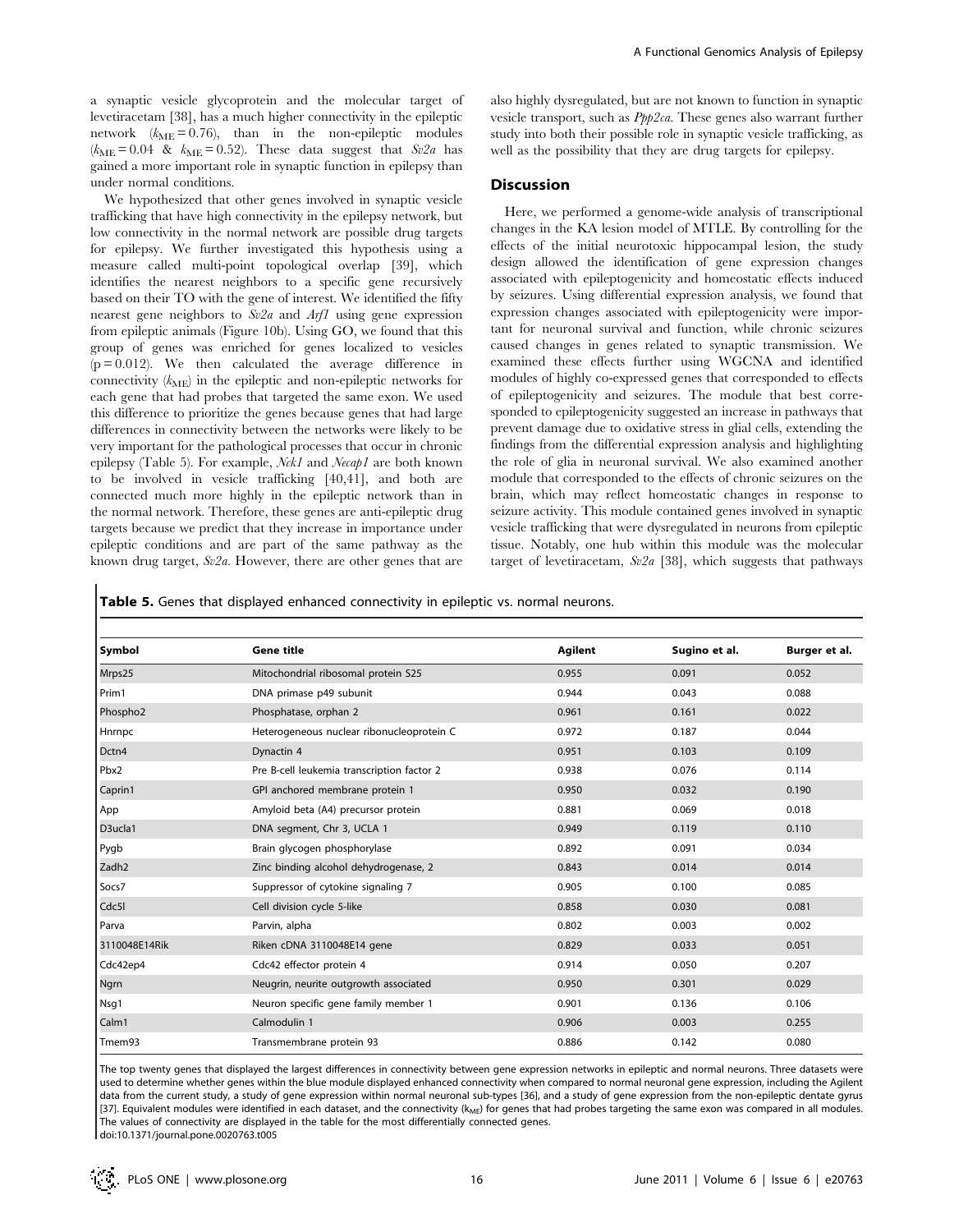a synaptic vesicle glycoprotein and the molecular target of levetiracetam [38], has a much higher connectivity in the epileptic network ($k_{ME} = 0.76$), than in the non-epileptic modules ($k_{ME} = 0.04$ & $k_{ME} = 0.52$). These data suggest that *Sv2a* has gained a more important role in synaptic function in epilepsy than under normal conditions.

We hypothesized that other genes involved in synaptic vesicle trafficking that have high connectivity in the epilepsy network, but low connectivity in the normal network are possible drug targets for epilepsy. We further investigated this hypothesis using a measure called multi-point topological overlap [39], which identifies the nearest neighbors to a specific gene recursively based on their TO with the gene of interest. We identified the fifty nearest gene neighbors to *Sv2a* and *Arf1* using gene expression from epileptic animals (Figure 10b). Using GO, we found that this group of genes was enriched for genes localized to vesicles ($p = 0.012$). We then calculated the average difference in connectivity ($k_{ME}$) in the epileptic and non-epileptic networks for each gene that had probes that targeted the same exon. We used this difference to prioritize the genes because genes that had large differences in connectivity between the networks were likely to be very important for the pathological processes that occur in chronic epilepsy (Table 5). For example, *Nck1* and *Necap1* are both known to be involved in vesicle trafficking [40,41], and both are connected much more highly in the epileptic network than in the normal network. Therefore, these genes are anti-epileptic drug targets because we predict that they increase in importance under epileptic conditions and are part of the same pathway as the known drug target, *Sv2a*. However, there are other genes that are also highly dysregulated, but are not known to function in synaptic vesicle transport, such as *Ppp2ca*. These genes also warrant further study into both their possible role in synaptic vesicle trafficking, as well as the possibility that they are drug targets for epilepsy.

## Discussion

Here, we performed a genome-wide analysis of transcriptional changes in the KA lesion model of MTLE. By controlling for the effects of the initial neurotoxic hippocampal lesion, the study design allowed the identification of gene expression changes associated with epileptogenicity and homeostatic effects induced by seizures. Using differential expression analysis, we found that expression changes associated with epileptogenicity were important for neuronal survival and function, while chronic seizures caused changes in genes related to synaptic transmission. We examined these effects further using WGCNA and identified modules of highly co-expressed genes that corresponded to effects of epileptogenicity and seizures. The module that best corresponded to epileptogenicity suggested an increase in pathways that prevent damage due to oxidative stress in glial cells, extending the findings from the differential expression analysis and highlighting the role of glia in neuronal survival. We also examined another module that corresponded to the effects of chronic seizures on the brain, which may reflect homeostatic changes in response to seizure activity. This module contained genes involved in synaptic vesicle trafficking that were dysregulated in neurons from epileptic tissue. Notably, one hub within this module was the molecular target of levetiracetam, *Sv2a* [38], which suggests that pathways

**Table 5.** Genes that displayed enhanced connectivity in epileptic vs. normal neurons.

| Symbol | Gene title | Agilent | Sugino et al. | Burger et al. |
|---|---|---|---|---|
| Mrps25 | Mitochondrial ribosomal protein S25 | 0.955 | 0.091 | 0.052 |
| Prim1 | DNA primase p49 subunit | 0.944 | 0.043 | 0.088 |
| Phospho2 | Phosphatase, orphan 2 | 0.961 | 0.161 | 0.022 |
| Hnrnpc | Heterogeneous nuclear ribonucleoprotein C | 0.972 | 0.187 | 0.044 |
| Dctn4 | Dynactin 4 | 0.951 | 0.103 | 0.109 |
| Pbx2 | Pre B-cell leukemia transcription factor 2 | 0.938 | 0.076 | 0.114 |
| Caprin1 | GPI anchored membrane protein 1 | 0.950 | 0.032 | 0.190 |
| App | Amyloid beta (A4) precursor protein | 0.881 | 0.069 | 0.018 |
| D3ucla1 | DNA segment, Chr 3, UCLA 1 | 0.949 | 0.119 | 0.110 |
| Pygb | Brain glycogen phosphorylase | 0.892 | 0.091 | 0.034 |
| Zadh2 | Zinc binding alcohol dehydrogenase, 2 | 0.843 | 0.014 | 0.014 |
| Socs7 | Suppressor of cytokine signaling 7 | 0.905 | 0.100 | 0.085 |
| Cdc5l | Cell division cycle 5-like | 0.858 | 0.030 | 0.081 |
| Parva | Parvin, alpha | 0.802 | 0.003 | 0.002 |
| 3110048E14Rik | Riken cDNA 3110048E14 gene | 0.829 | 0.033 | 0.051 |
| Cdc42ep4 | Cdc42 effector protein 4 | 0.914 | 0.050 | 0.207 |
| Ngrn | Neugrin, neurite outgrowth associated | 0.950 | 0.301 | 0.029 |
| Nsg1 | Neuron specific gene family member 1 | 0.901 | 0.136 | 0.106 |
| Calm1 | Calmodulin 1 | 0.906 | 0.003 | 0.255 |
| Tmem93 | Transmembrane protein 93 | 0.886 | 0.142 | 0.080 |

The top twenty genes that displayed the largest differences in connectivity between gene expression networks in epileptic and normal neurons. Three datasets were used to determine whether genes within the blue module displayed enhanced connectivity when compared to normal neuronal gene expression, including the Agilent data from the current study, a study of gene expression within normal neuronal sub-types [36], and a study of gene expression from the non-epileptic dentate gyrus [37]. Equivalent modules were identified in each dataset, and the connectivity ($k_{ME}$) for genes that had probes targeting the same exon was compared in all modules. The values of connectivity are displayed in the table for the most differentially connected genes.
doi:10.1371/journal.pone.0020763.t005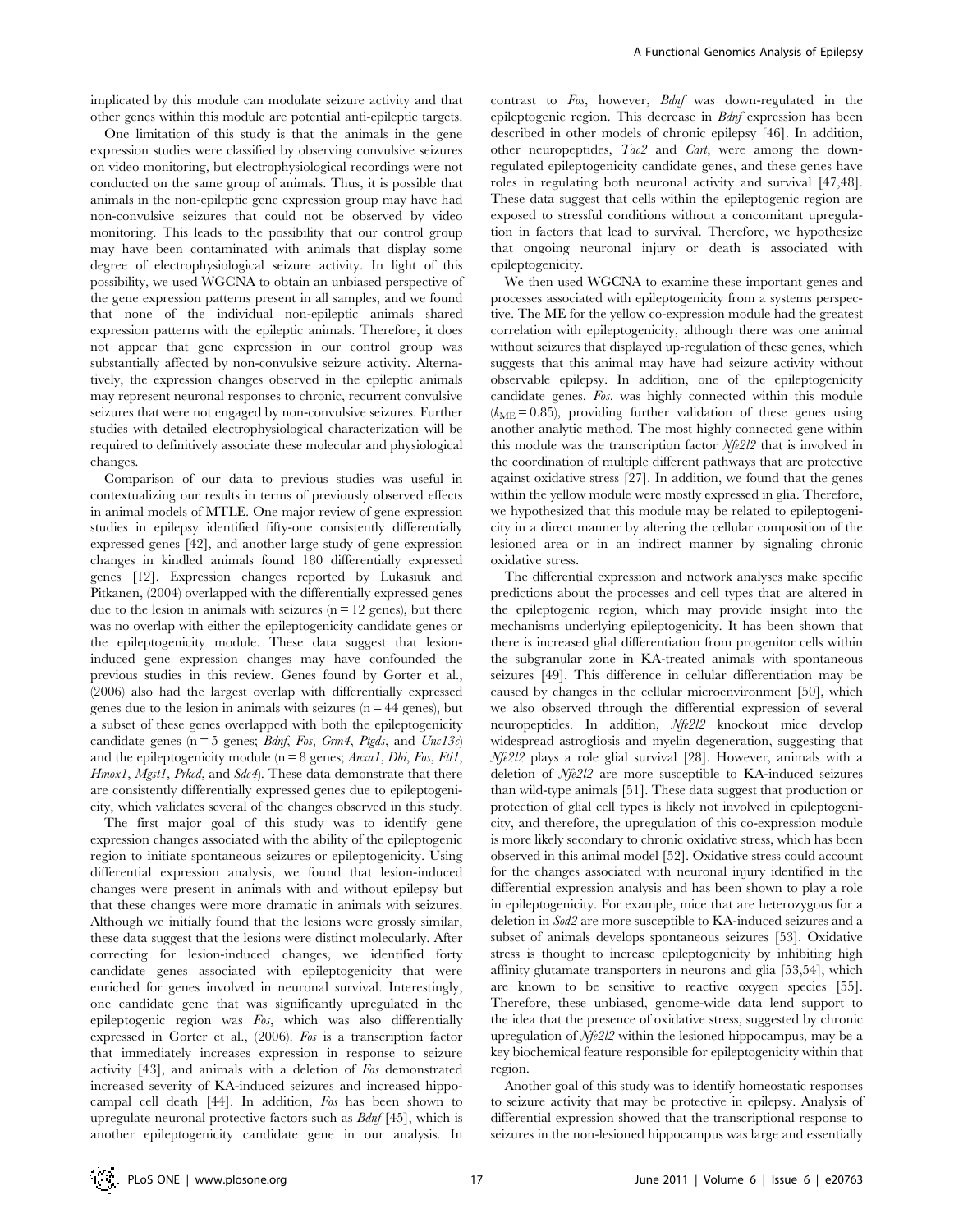implicated by this module can modulate seizure activity and that other genes within this module are potential anti-epileptic targets.

One limitation of this study is that the animals in the gene expression studies were classified by observing convulsive seizures on video monitoring, but electrophysiological recordings were not conducted on the same group of animals. Thus, it is possible that animals in the non-epileptic gene expression group may have had non-convulsive seizures that could not be observed by video monitoring. This leads to the possibility that our control group may have been contaminated with animals that display some degree of electrophysiological seizure activity. In light of this possibility, we used WGCNA to obtain an unbiased perspective of the gene expression patterns present in all samples, and we found that none of the individual non-epileptic animals shared expression patterns with the epileptic animals. Therefore, it does not appear that gene expression in our control group was substantially affected by non-convulsive seizure activity. Alternatively, the expression changes observed in the epileptic animals may represent neuronal responses to chronic, recurrent convulsive seizures that were not engaged by non-convulsive seizures. Further studies with detailed electrophysiological characterization will be required to definitively associate these molecular and physiological changes.

Comparison of our data to previous studies was useful in contextualizing our results in terms of previously observed effects in animal models of MTLE. One major review of gene expression studies in epilepsy identified fifty-one consistently differentially expressed genes [42], and another large study of gene expression changes in kindled animals found 180 differentially expressed genes [12]. Expression changes reported by Lukasiuk and Pitkanen, (2004) overlapped with the differentially expressed genes due to the lesion in animals with seizures (n = 12 genes), but there was no overlap with either the epileptogenicity candidate genes or the epileptogenicity module. These data suggest that lesion-induced gene expression changes may have confounded the previous studies in this review. Genes found by Gorter et al., (2006) also had the largest overlap with differentially expressed genes due to the lesion in animals with seizures (n = 44 genes), but a subset of these genes overlapped with both the epileptogenicity candidate genes (n = 5 genes; *Bdnf*, *Fos*, *Grm4*, *Ptgds*, and *Unc13c*) and the epileptogenicity module (n = 8 genes; *Anxa1*, *Dbi*, *Fos*, *Ftl1*, *Hmox1*, *Mgst1*, *Prkcd*, and *Sdc4*). These data demonstrate that there are consistently differentially expressed genes due to epileptogenicity, which validates several of the changes observed in this study.

The first major goal of this study was to identify gene expression changes associated with the ability of the epileptogenic region to initiate spontaneous seizures or epileptogenicity. Using differential expression analysis, we found that lesion-induced changes were present in animals with and without epilepsy but that these changes were more dramatic in animals with seizures. Although we initially found that the lesions were grossly similar, these data suggest that the lesions were distinct molecularly. After correcting for lesion-induced changes, we identified forty candidate genes associated with epileptogenicity that were enriched for genes involved in neuronal survival. Interestingly, one candidate gene that was significantly upregulated in the epileptogenic region was *Fos*, which was also differentially expressed in Gorter et al., (2006). *Fos* is a transcription factor that immediately increases expression in response to seizure activity [43], and animals with a deletion of *Fos* demonstrated increased severity of KA-induced seizures and increased hippocampal cell death [44]. In addition, *Fos* has been shown to upregulate neuronal protective factors such as *Bdnf* [45], which is another epileptogenicity candidate gene in our analysis. In contrast to *Fos*, however, *Bdnf* was down-regulated in the epileptogenic region. This decrease in *Bdnf* expression has been described in other models of chronic epilepsy [46]. In addition, other neuropeptides, *Tac2* and *Cart*, were among the down-regulated epileptogenicity candidate genes, and these genes have roles in regulating both neuronal activity and survival [47,48]. These data suggest that cells within the epileptogenic region are exposed to stressful conditions without a concomitant upregulation in factors that lead to survival. Therefore, we hypothesize that ongoing neuronal injury or death is associated with epileptogenicity.

We then used WGCNA to examine these important genes and processes associated with epileptogenicity from a systems perspective. The ME for the yellow co-expression module had the greatest correlation with epileptogenicity, although there was one animal without seizures that displayed up-regulation of these genes, which suggests that this animal may have had seizure activity without observable epilepsy. In addition, one of the epileptogenicity candidate genes, *Fos*, was highly connected within this module ($k_{ME} = 0.85$), providing further validation of these genes using another analytic method. The most highly connected gene within this module was the transcription factor *Nfe2l2* that is involved in the coordination of multiple different pathways that are protective against oxidative stress [27]. In addition, we found that the genes within the yellow module were mostly expressed in glia. Therefore, we hypothesized that this module may be related to epileptogenicity in a direct manner by altering the cellular composition of the lesioned area or in an indirect manner by signaling chronic oxidative stress.

The differential expression and network analyses make specific predictions about the processes and cell types that are altered in the epileptogenic region, which may provide insight into the mechanisms underlying epileptogenicity. It has been shown that there is increased glial differentiation from progenitor cells within the subgranular zone in KA-treated animals with spontaneous seizures [49]. This difference in cellular differentiation may be caused by changes in the cellular microenvironment [50], which we also observed through the differential expression of several neuropeptides. In addition, *Nfe2l2* knockout mice develop widespread astrogliosis and myelin degeneration, suggesting that *Nfe2l2* plays a role glial survival [28]. However, animals with a deletion of *Nfe2l2* are more susceptible to KA-induced seizures than wild-type animals [51]. These data suggest that production or protection of glial cell types is likely not involved in epileptogenicity, and therefore, the upregulation of this co-expression module is more likely secondary to chronic oxidative stress, which has been observed in this animal model [52]. Oxidative stress could account for the changes associated with neuronal injury identified in the differential expression analysis and has been shown to play a role in epileptogenicity. For example, mice that are heterozygous for a deletion in *Sod2* are more susceptible to KA-induced seizures and a subset of animals develops spontaneous seizures [53]. Oxidative stress is thought to increase epileptogenicity by inhibiting high affinity glutamate transporters in neurons and glia [53,54], which are known to be sensitive to reactive oxygen species [55]. Therefore, these unbiased, genome-wide data lend support to the idea that the presence of oxidative stress, suggested by chronic upregulation of *Nfe2l2* within the lesioned hippocampus, may be a key biochemical feature responsible for epileptogenicity within that region.

Another goal of this study was to identify homeostatic responses to seizure activity that may be protective in epilepsy. Analysis of differential expression showed that the transcriptional response to seizures in the non-lesioned hippocampus was large and essentially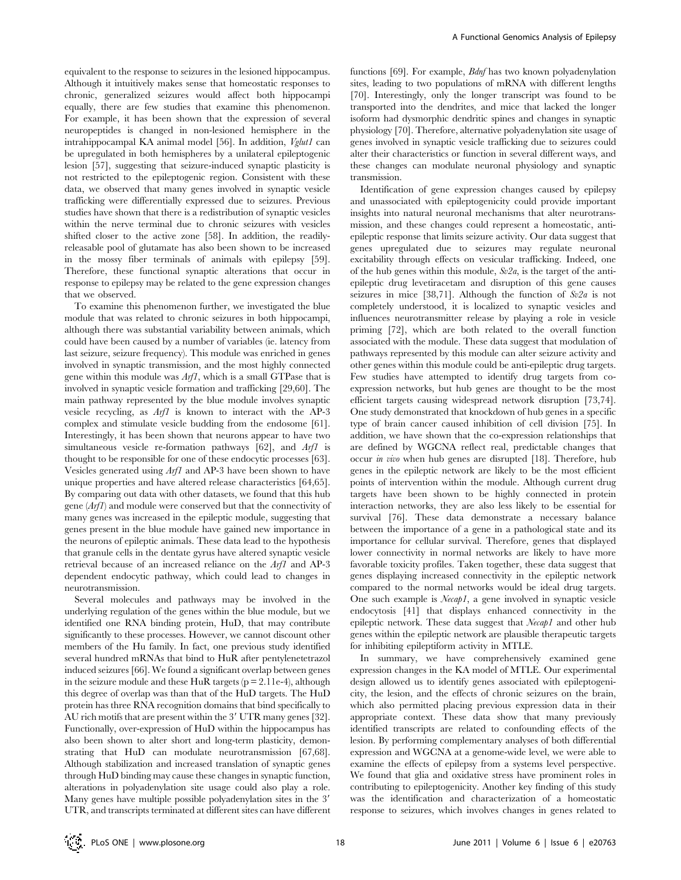equivalent to the response to seizures in the lesioned hippocampus. Although it intuitively makes sense that homeostatic responses to chronic, generalized seizures would affect both hippocampi equally, there are few studies that examine this phenomenon. For example, it has been shown that the expression of several neuropeptides is changed in non-lesioned hemisphere in the intrahippocampal KA animal model [56]. In addition, *Vglut1* can be upregulated in both hemispheres by a unilateral epileptogenic lesion [57], suggesting that seizure-induced synaptic plasticity is not restricted to the epileptogenic region. Consistent with these data, we observed that many genes involved in synaptic vesicle trafficking were differentially expressed due to seizures. Previous studies have shown that there is a redistribution of synaptic vesicles within the nerve terminal due to chronic seizures with vesicles shifted closer to the active zone [58]. In addition, the readily-releasable pool of glutamate has also been shown to be increased in the mossy fiber terminals of animals with epilepsy [59]. Therefore, these functional synaptic alterations that occur in response to epilepsy may be related to the gene expression changes that we observed.

To examine this phenomenon further, we investigated the blue module that was related to chronic seizures in both hippocampi, although there was substantial variability between animals, which could have been caused by a number of variables (ie. latency from last seizure, seizure frequency). This module was enriched in genes involved in synaptic transmission, and the most highly connected gene within this module was *Arf1*, which is a small GTPase that is involved in synaptic vesicle formation and trafficking [29,60]. The main pathway represented by the blue module involves synaptic vesicle recycling, as *Arf1* is known to interact with the AP-3 complex and stimulate vesicle budding from the endosome [61]. Interestingly, it has been shown that neurons appear to have two simultaneous vesicle re-formation pathways [62], and *Arf1* is thought to be responsible for one of these endocytic processes [63]. Vesicles generated using *Arf1* and AP-3 have been shown to have unique properties and have altered release characteristics [64,65]. By comparing out data with other datasets, we found that this hub gene (*Arf1*) and module were conserved but that the connectivity of many genes was increased in the epileptic module, suggesting that genes present in the blue module have gained new importance in the neurons of epileptic animals. These data lead to the hypothesis that granule cells in the dentate gyrus have altered synaptic vesicle retrieval because of an increased reliance on the *Arf1* and AP-3 dependent endocytic pathway, which could lead to changes in neurotransmission.

Several molecules and pathways may be involved in the underlying regulation of the genes within the blue module, but we identified one RNA binding protein, HuD, that may contribute significantly to these processes. However, we cannot discount other members of the Hu family. In fact, one previous study identified several hundred mRNAs that bind to HuR after pentylenetetrazol induced seizures [66]. We found a significant overlap between genes in the seizure module and these HuR targets ($p = 2.11e\text{-}4$), although this degree of overlap was than that of the HuD targets. The HuD protein has three RNA recognition domains that bind specifically to AU rich motifs that are present within the 3′ UTR many genes [32]. Functionally, over-expression of HuD within the hippocampus has also been shown to alter short and long-term plasticity, demonstrating that HuD can modulate neurotransmission [67,68]. Although stabilization and increased translation of synaptic genes through HuD binding may cause these changes in synaptic function, alterations in polyadenylation site usage could also play a role. Many genes have multiple possible polyadenylation sites in the 3′ UTR, and transcripts terminated at different sites can have different functions [69]. For example, *Bdnf* has two known polyadenylation sites, leading to two populations of mRNA with different lengths [70]. Interestingly, only the longer transcript was found to be transported into the dendrites, and mice that lacked the longer isoform had dysmorphic dendritic spines and changes in synaptic physiology [70]. Therefore, alternative polyadenylation site usage of genes involved in synaptic vesicle trafficking due to seizures could alter their characteristics or function in several different ways, and these changes can modulate neuronal physiology and synaptic transmission.

Identification of gene expression changes caused by epilepsy and unassociated with epileptogenicity could provide important insights into natural neuronal mechanisms that alter neurotransmission, and these changes could represent a homeostatic, anti-epileptic response that limits seizure activity. Our data suggest that genes upregulated due to seizures may regulate neuronal excitability through effects on vesicular trafficking. Indeed, one of the hub genes within this module, *Sv2a*, is the target of the anti-epileptic drug levetiracetam and disruption of this gene causes seizures in mice [38,71]. Although the function of *Sv2a* is not completely understood, it is localized to synaptic vesicles and influences neurotransmitter release by playing a role in vesicle priming [72], which are both related to the overall function associated with the module. These data suggest that modulation of pathways represented by this module can alter seizure activity and other genes within this module could be anti-epileptic drug targets. Few studies have attempted to identify drug targets from co-expression networks, but hub genes are thought to be the most efficient targets causing widespread network disruption [73,74]. One study demonstrated that knockdown of hub genes in a specific type of brain cancer caused inhibition of cell division [75]. In addition, we have shown that the co-expression relationships that are defined by WGCNA reflect real, predictable changes that occur *in vivo* when hub genes are disrupted [18]. Therefore, hub genes in the epileptic network are likely to be the most efficient points of intervention within the module. Although current drug targets have been shown to be highly connected in protein interaction networks, they are also less likely to be essential for survival [76]. These data demonstrate a necessary balance between the importance of a gene in a pathological state and its importance for cellular survival. Therefore, genes that displayed lower connectivity in normal networks are likely to have more favorable toxicity profiles. Taken together, these data suggest that genes displaying increased connectivity in the epileptic network compared to the normal networks would be ideal drug targets. One such example is *Necap1*, a gene involved in synaptic vesicle endocytosis [41] that displays enhanced connectivity in the epileptic network. These data suggest that *Necap1* and other hub genes within the epileptic network are plausible therapeutic targets for inhibiting epileptiform activity in MTLE.

In summary, we have comprehensively examined gene expression changes in the KA model of MTLE. Our experimental design allowed us to identify genes associated with epileptogenicity, the lesion, and the effects of chronic seizures on the brain, which also permitted placing previous expression data in their appropriate context. These data show that many previously identified transcripts are related to confounding effects of the lesion. By performing complementary analyses of both differential expression and WGCNA at a genome-wide level, we were able to examine the effects of epilepsy from a systems level perspective. We found that glia and oxidative stress have prominent roles in contributing to epileptogenicity. Another key finding of this study was the identification and characterization of a homeostatic response to seizures, which involves changes in genes related to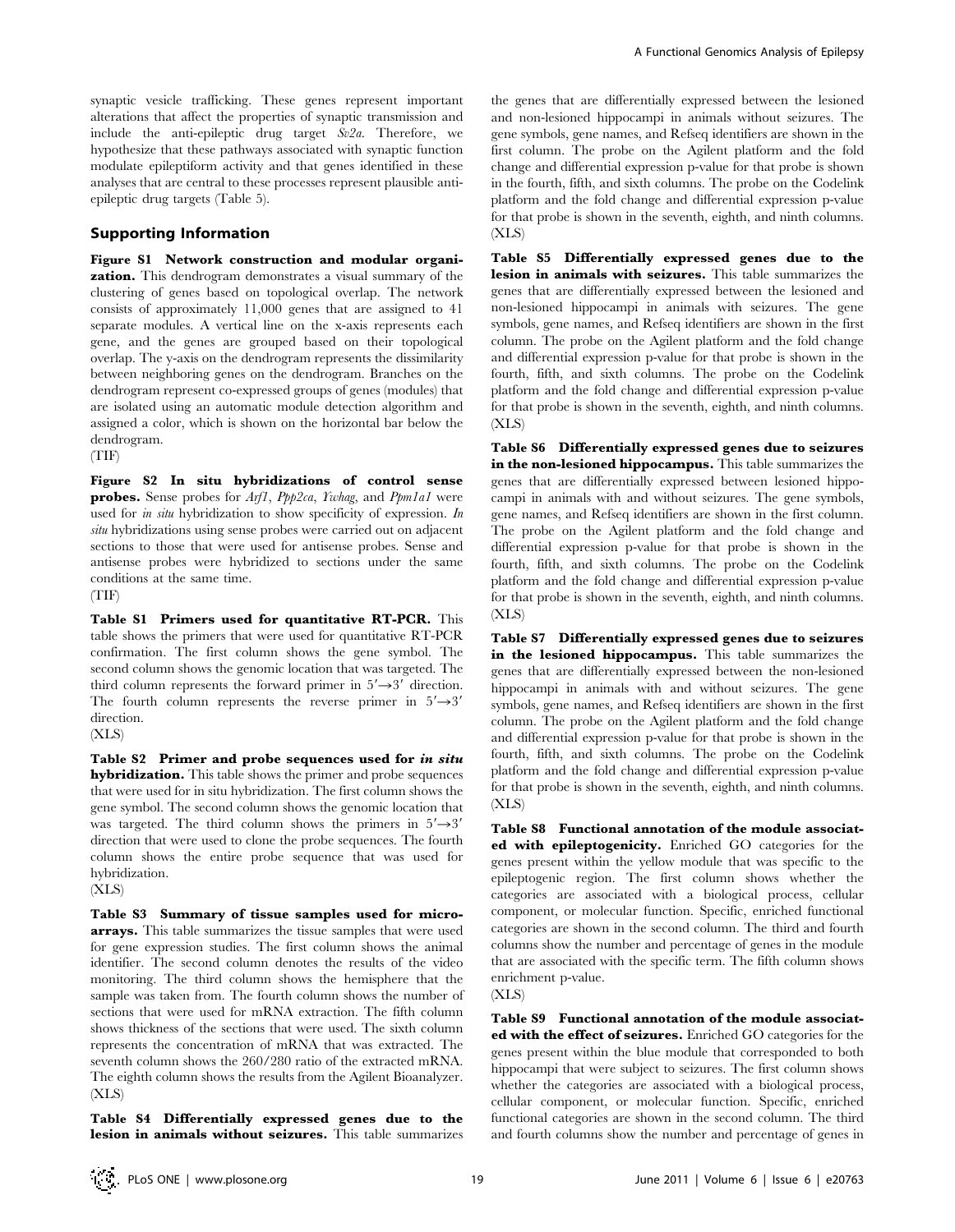synaptic vesicle trafficking. These genes represent important alterations that affect the properties of synaptic transmission and include the anti-epileptic drug target *Sv2a*. Therefore, we hypothesize that these pathways associated with synaptic function modulate epileptiform activity and that genes identified in these analyses that are central to these processes represent plausible anti-epileptic drug targets (Table 5).

## Supporting Information

**Figure S1 Network construction and modular organization.** This dendrogram demonstrates a visual summary of the clustering of genes based on topological overlap. The network consists of approximately 11,000 genes that are assigned to 41 separate modules. A vertical line on the x-axis represents each gene, and the genes are grouped based on their topological overlap. The y-axis on the dendrogram represents the dissimilarity between neighboring genes on the dendrogram. Branches on the dendrogram represent co-expressed groups of genes (modules) that are isolated using an automatic module detection algorithm and assigned a color, which is shown on the horizontal bar below the dendrogram.
(TIF)

**Figure S2 In situ hybridizations of control sense probes.** Sense probes for *Arf1*, *Ppp2ca*, *Ywhag*, and *Ppm1a1* were used for *in situ* hybridization to show specificity of expression. *In situ* hybridizations using sense probes were carried out on adjacent sections to those that were used for antisense probes. Sense and antisense probes were hybridized to sections under the same conditions at the same time.
(TIF)

**Table S1 Primers used for quantitative RT-PCR.** This table shows the primers that were used for quantitative RT-PCR confirmation. The first column shows the gene symbol. The second column shows the genomic location that was targeted. The third column represents the forward primer in 5′→3′ direction. The fourth column represents the reverse primer in 5′→3′ direction.
(XLS)

**Table S2 Primer and probe sequences used for *in situ* hybridization.** This table shows the primer and probe sequences that were used for in situ hybridization. The first column shows the gene symbol. The second column shows the genomic location that was targeted. The third column shows the primers in 5′→3′ direction that were used to clone the probe sequences. The fourth column shows the entire probe sequence that was used for hybridization.
(XLS)

**Table S3 Summary of tissue samples used for microarrays.** This table summarizes the tissue samples that were used for gene expression studies. The first column shows the animal identifier. The second column denotes the results of the video monitoring. The third column shows the hemisphere that the sample was taken from. The fourth column shows the number of sections that were used for mRNA extraction. The fifth column shows thickness of the sections that were used. The sixth column represents the concentration of mRNA that was extracted. The seventh column shows the 260/280 ratio of the extracted mRNA. The eighth column shows the results from the Agilent Bioanalyzer.
(XLS)

**Table S4 Differentially expressed genes due to the lesion in animals without seizures.** This table summarizes the genes that are differentially expressed between the lesioned and non-lesioned hippocampi in animals without seizures. The gene symbols, gene names, and Refseq identifiers are shown in the first column. The probe on the Agilent platform and the fold change and differential expression p-value for that probe is shown in the fourth, fifth, and sixth columns. The probe on the Codelink platform and the fold change and differential expression p-value for that probe is shown in the seventh, eighth, and ninth columns.
(XLS)

**Table S5 Differentially expressed genes due to the lesion in animals with seizures.** This table summarizes the genes that are differentially expressed between the lesioned and non-lesioned hippocampi in animals with seizures. The gene symbols, gene names, and Refseq identifiers are shown in the first column. The probe on the Agilent platform and the fold change and differential expression p-value for that probe is shown in the fourth, fifth, and sixth columns. The probe on the Codelink platform and the fold change and differential expression p-value for that probe is shown in the seventh, eighth, and ninth columns.
(XLS)

**Table S6 Differentially expressed genes due to seizures in the non-lesioned hippocampus.** This table summarizes the genes that are differentially expressed between lesioned hippocampi in animals with and without seizures. The gene symbols, gene names, and Refseq identifiers are shown in the first column. The probe on the Agilent platform and the fold change and differential expression p-value for that probe is shown in the fourth, fifth, and sixth columns. The probe on the Codelink platform and the fold change and differential expression p-value for that probe is shown in the seventh, eighth, and ninth columns.
(XLS)

**Table S7 Differentially expressed genes due to seizures in the lesioned hippocampus.** This table summarizes the genes that are differentially expressed between the non-lesioned hippocampi in animals with and without seizures. The gene symbols, gene names, and Refseq identifiers are shown in the first column. The probe on the Agilent platform and the fold change and differential expression p-value for that probe is shown in the fourth, fifth, and sixth columns. The probe on the Codelink platform and the fold change and differential expression p-value for that probe is shown in the seventh, eighth, and ninth columns.
(XLS)

**Table S8 Functional annotation of the module associated with epileptogenicity.** Enriched GO categories for the genes present within the yellow module that was specific to the epileptogenic region. The first column shows whether the categories are associated with a biological process, cellular component, or molecular function. Specific, enriched functional categories are shown in the second column. The third and fourth columns show the number and percentage of genes in the module that are associated with the specific term. The fifth column shows enrichment p-value.
(XLS)

**Table S9 Functional annotation of the module associated with the effect of seizures.** Enriched GO categories for the genes present within the blue module that corresponded to both hippocampi that were subject to seizures. The first column shows whether the categories are associated with a biological process, cellular component, or molecular function. Specific, enriched functional categories are shown in the second column. The third and fourth columns show the number and percentage of genes in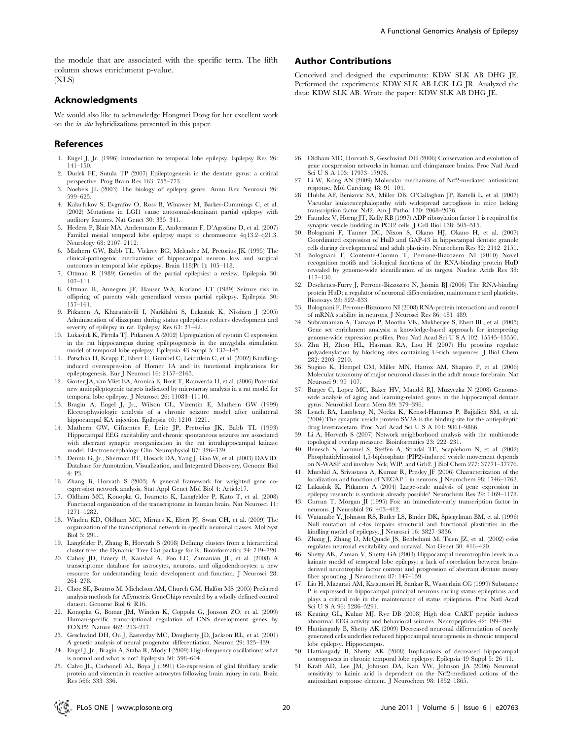the module that are associated with the specific term. The fifth column shows enrichment p-value.
(XLS)

## Acknowledgments

We would also like to acknowledge Hongmei Dong for her excellent work on the *in situ* hybridizations presented in this paper.

## Author Contributions

Conceived and designed the experiments: KDW SLK AB DHG JE. Performed the experiments: KDW SLK AB LCK LG JR. Analyzed the data: KDW SLK AB. Wrote the paper: KDW SLK AB DHG JE.

## References

1. Engel J, Jr. (1996) Introduction to temporal lobe epilepsy. Epilepsy Res 26: 141–150.
2. Dudek FE, Sutula TP (2007) Epileptogenesis in the dentate gyrus: a critical perspective. Prog Brain Res 163: 755–773.
3. Noebels JL (2003) The biology of epilepsy genes. Annu Rev Neurosci 26: 599–625.
4. Kalachikov S, Evgrafov O, Ross B, Winawer M, Barker-Cummings C, et al. (2002) Mutations in LGI1 cause autosomal-dominant partial epilepsy with auditory features. Nat Genet 30: 335–341.
5. Hedera P, Blair MA, Andermann E, Andermann F, D'Agostino D, et al. (2007) Familial mesial temporal lobe epilepsy maps to chromosome 4q13.2–q21.3. Neurology 68: 2107–2112.
6. Mathern GW, Babb TL, Vickrey BG, Melendez M, Pretorius JK (1995) The clinical-pathogenic mechanisms of hippocampal neuron loss and surgical outcomes in temporal lobe epilepsy. Brain 118(Pt 1): 105–118.
7. Ottman R (1989) Genetics of the partial epilepsies: a review. Epilepsia 30: 107–111.
8. Ottman R, Annegers JF, Hauser WA, Kurland LT (1989) Seizure risk in offspring of parents with generalized versus partial epilepsy. Epilepsia 30: 157–161.
9. Pitkanen A, Kharatishvili I, Narkilahti S, Lukasiuk K, Nissinen J (2005) Administration of diazepam during status epilepticus reduces development and severity of epilepsy in rat. Epilepsy Res 63: 27–42.
10. Lukasiuk K, Pirttila TJ, Pitkanen A (2002) Upregulation of cystatin C expression in the rat hippocampus during epileptogenesis in the amygdala stimulation model of temporal lobe epilepsy. Epilepsia 43 Suppl 5: 137–145.
11. Potschka H, Krupp E, Ebert U, Gumbel C, Leichtlein C, et al. (2002) Kindling-induced overexpression of Homer 1A and its functional implications for epileptogenesis. Eur J Neurosci 16: 2157–2165.
12. Gorter JA, van Vliet EA, Aronica E, Breit T, Rauwerda H, et al. (2006) Potential new antiepileptogenic targets indicated by microarray analysis in a rat model for temporal lobe epilepsy. J Neurosci 26: 11083–11110.
13. Bragin A, Engel J, Jr., Wilson CL, Vizentin E, Mathern GW (1999) Electrophysiologic analysis of a chronic seizure model after unilateral hippocampal KA injection. Epilepsia 40: 1210–1221.
14. Mathern GW, Cifuentes F, Leite JP, Pretorius JK, Babb TL (1993) Hippocampal EEG excitability and chronic spontaneous seizures are associated with aberrant synaptic reorganization in the rat intrahippocampal kainate model. Electroencephalogr Clin Neurophysiol 87: 326–339.
15. Dennis G, Jr., Sherman BT, Hosack DA, Yang J, Gao W, et al. (2003) DAVID: Database for Annotation, Visualization, and Integrated Discovery. Genome Biol 4: P3.
16. Zhang B, Horvath S (2005) A general framework for weighted gene co-expression network analysis. Stat Appl Genet Mol Biol 4: Article17.
17. Oldham MC, Konopka G, Iwamoto K, Langfelder P, Kato T, et al. (2008) Functional organization of the transcriptome in human brain. Nat Neurosci 11: 1271–1282.
18. Winden KD, Oldham MC, Mirnics K, Ebert PJ, Swan CH, et al. (2009) The organization of the transcriptional network in specific neuronal classes. Mol Syst Biol 5: 291.
19. Langfelder P, Zhang B, Horvath S (2008) Defining clusters from a hierarchical cluster tree: the Dynamic Tree Cut package for R. Bioinformatics 24: 719–720.
20. Cahoy JD, Emery B, Kaushal A, Foo LC, Zamanian JL, et al. (2008) A transcriptome database for astrocytes, neurons, and oligodendrocytes: a new resource for understanding brain development and function. J Neurosci 28: 264–278.
21. Choe SE, Boutros M, Michelson AM, Church GM, Halfon MS (2005) Preferred analysis methods for Affymetrix GeneChips revealed by a wholly defined control dataset. Genome Biol 6: R16.
22. Konopka G, Bomar JM, Winden K, Coppola G, Jonsson ZO, et al. (2009) Human-specific transcriptional regulation of CNS development genes by FOXP2. Nature 462: 213–217.
23. Geschwind DH, Ou J, Easterday MC, Dougherty JD, Jackson RL, et al. (2001) A genetic analysis of neural progenitor differentiation. Neuron 29: 325–339.
24. Engel J, Jr., Bragin A, Staba R, Mody I (2009) High-frequency oscillations: what is normal and what is not? Epilepsia 50: 598–604.
25. Calvo JL, Carbonell AL, Boya J (1991) Co-expression of glial fibrillary acidic protein and vimentin in reactive astrocytes following brain injury in rats. Brain Res 566: 333–336.
26. Oldham MC, Horvath S, Geschwind DH (2006) Conservation and evolution of gene coexpression networks in human and chimpanzee brains. Proc Natl Acad Sci U S A 103: 17973–17978.
27. Li W, Kong AN (2009) Molecular mechanisms of Nrf2-mediated antioxidant response. Mol Carcinog 48: 91–104.
28. Hubbs AF, Benkovic SA, Miller DB, O'Callaghan JP, Battelli L, et al. (2007) Vacuolar leukoencephalopathy with widespread astrogliosis in mice lacking transcription factor Nrf2. Am J Pathol 170: 2068–2076.
29. Faundez V, Horng JT, Kelly RB (1997) ADP ribosylation factor 1 is required for synaptic vesicle budding in PC12 cells. J Cell Biol 138: 505–515.
30. Bolognani F, Tanner DC, Nixon S, Okano HJ, Okano H, et al. (2007) Coordinated expression of HuD and GAP-43 in hippocampal dentate granule cells during developmental and adult plasticity. Neurochem Res 32: 2142–2151.
31. Bolognani F, Contente-Cuomo T, Perrone-Bizzozero NI (2010) Novel recognition motifs and biological functions of the RNA-binding protein HuD revealed by genome-wide identification of its targets. Nucleic Acids Res 38: 117–130.
32. Deschenes-Furry J, Perrone-Bizzozero N, Jasmin BJ (2006) The RNA-binding protein HuD: a regulator of neuronal differentiation, maintenance and plasticity. Bioessays 28: 822–833.
33. Bolognani F, Perrone-Bizzozero NI (2008) RNA-protein interactions and control of mRNA stability in neurons. J Neurosci Res 86: 481–489.
34. Subramanian A, Tamayo P, Mootha VK, Mukherjee S, Ebert BL, et al. (2005) Gene set enrichment analysis: a knowledge-based approach for interpreting genome-wide expression profiles. Proc Natl Acad Sci U S A 102: 15545–15550.
35. Zhu H, Zhou HL, Hasman RA, Lou H (2007) Hu proteins regulate polyadenylation by blocking sites containing U-rich sequences. J Biol Chem 282: 2203–2210.
36. Sugino K, Hempel CM, Miller MN, Hattox AM, Shapiro P, et al. (2006) Molecular taxonomy of major neuronal classes in the adult mouse forebrain. Nat Neurosci 9: 99–107.
37. Burger C, Lopez MC, Baker HV, Mandel RJ, Muzyczka N (2008) Genome-wide analysis of aging and learning-related genes in the hippocampal dentate gyrus. Neurobiol Learn Mem 89: 379–396.
38. Lynch BA, Lambeng N, Nocka K, Kensel-Hammes P, Bajjalieh SM, et al. (2004) The synaptic vesicle protein SV2A is the binding site for the antiepileptic drug levetiracetam. Proc Natl Acad Sci U S A 101: 9861–9866.
39. Li A, Horvath S (2007) Network neighborhood analysis with the multi-node topological overlap measure. Bioinformatics 23: 222–231.
40. Benesch S, Lommel S, Steffen A, Stradal TE, Scaplehorn N, et al. (2002) Phosphatidylinositol 4,5-biphosphate (PIP2)-induced vesicle movement depends on N-WASP and involves Nck, WIP, and Grb2. J Biol Chem 277: 37771–37776.
41. Murshid A, Srivastava A, Kumar R, Presley JF (2006) Characterization of the localization and function of NECAP 1 in neurons. J Neurochem 98: 1746–1762.
42. Lukasiuk K, Pitkanen A (2004) Large-scale analysis of gene expression in epilepsy research: is synthesis already possible? Neurochem Res 29: 1169–1178.
43. Curran T, Morgan JI (1995) Fos: an immediate-early transcription factor in neurons. J Neurobiol 26: 403–412.
44. Watanabe Y, Johnson RS, Butler LS, Binder DK, Spiegelman BM, et al. (1996) Null mutation of c-fos impairs structural and functional plasticities in the kindling model of epilepsy. J Neurosci 16: 3827–3836.
45. Zhang J, Zhang D, McQuade JS, Behbehani M, Tsien JZ, et al. (2002) c-fos regulates neuronal excitability and survival. Nat Genet 30: 416–420.
46. Shetty AK, Zaman V, Shetty GA (2003) Hippocampal neurotrophin levels in a kainate model of temporal lobe epilepsy: a lack of correlation between brain-derived neurotrophic factor content and progression of aberrant dentate mossy fiber sprouting. J Neurochem 87: 147–159.
47. Liu H, Mazarati AM, Katsumori H, Sankar R, Wasterlain CG (1999) Substance P is expressed in hippocampal principal neurons during status epilepticus and plays a critical role in the maintenance of status epilepticus. Proc Natl Acad Sci U S A 96: 5286–5291.
48. Keating GL, Kuhar MJ, Rye DB (2008) High dose CART peptide induces abnormal EEG activity and behavioral seizures. Neuropeptides 42: 199–204.
49. Hattiangady B, Shetty AK (2009) Decreased neuronal differentiation of newly generated cells underlies reduced hippocampal neurogenesis in chronic temporal lobe epilepsy. Hippocampus.
50. Hattiangady B, Shetty AK (2008) Implications of decreased hippocampal neurogenesis in chronic temporal lobe epilepsy. Epilepsia 49 Suppl 5: 26–41.
51. Kraft AD, Lee JM, Johnson DA, Kan YW, Johnson JA (2006) Neuronal sensitivity to kainic acid is dependent on the Nrf2-mediated actions of the antioxidant response element. J Neurochem 98: 1852–1865.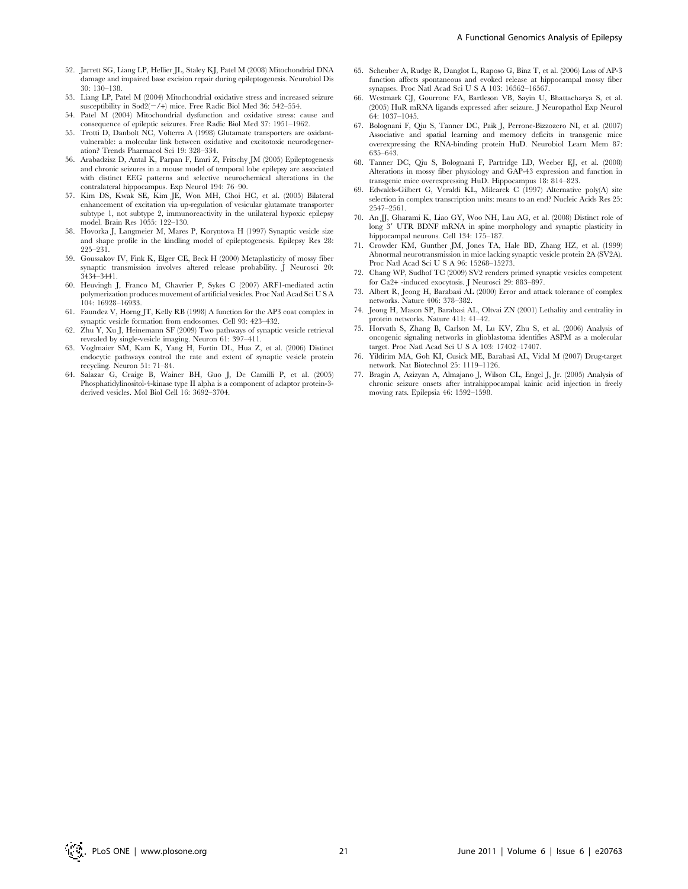52. Jarrett SG, Liang LP, Hellier JL, Staley KJ, Patel M (2008) Mitochondrial DNA damage and impaired base excision repair during epileptogenesis. Neurobiol Dis 30: 130–138.
53. Liang LP, Patel M (2004) Mitochondrial oxidative stress and increased seizure susceptibility in Sod2(−/+) mice. Free Radic Biol Med 36: 542–554.
54. Patel M (2004) Mitochondrial dysfunction and oxidative stress: cause and consequence of epileptic seizures. Free Radic Biol Med 37: 1951–1962.
55. Trotti D, Danbolt NC, Volterra A (1998) Glutamate transporters are oxidant-vulnerable: a molecular link between oxidative and excitotoxic neurodegeneration? Trends Pharmacol Sci 19: 328–334.
56. Arabadzisz D, Antal K, Parpan F, Emri Z, Fritschy JM (2005) Epileptogenesis and chronic seizures in a mouse model of temporal lobe epilepsy are associated with distinct EEG patterns and selective neurochemical alterations in the contralateral hippocampus. Exp Neurol 194: 76–90.
57. Kim DS, Kwak SE, Kim JE, Won MH, Choi HC, et al. (2005) Bilateral enhancement of excitation via up-regulation of vesicular glutamate transporter subtype 1, not subtype 2, immunoreactivity in the unilateral hypoxic epilepsy model. Brain Res 1055: 122–130.
58. Hovorka J, Langmeier M, Mares P, Koryntova H (1997) Synaptic vesicle size and shape profile in the kindling model of epileptogenesis. Epilepsy Res 28: 225–231.
59. Goussakov IV, Fink K, Elger CE, Beck H (2000) Metaplasticity of mossy fiber synaptic transmission involves altered release probability. J Neurosci 20: 3434–3441.
60. Heuvingh J, Franco M, Chavrier P, Sykes C (2007) ARF1-mediated actin polymerization produces movement of artificial vesicles. Proc Natl Acad Sci U S A 104: 16928–16933.
61. Faundez V, Horng JT, Kelly RB (1998) A function for the AP3 coat complex in synaptic vesicle formation from endosomes. Cell 93: 423–432.
62. Zhu Y, Xu J, Heinemann SF (2009) Two pathways of synaptic vesicle retrieval revealed by single-vesicle imaging. Neuron 61: 397–411.
63. Voglmaier SM, Kam K, Yang H, Fortin DL, Hua Z, et al. (2006) Distinct endocytic pathways control the rate and extent of synaptic vesicle protein recycling. Neuron 51: 71–84.
64. Salazar G, Craige B, Wainer BH, Guo J, De Camilli P, et al. (2005) Phosphatidylinositol-4-kinase type II alpha is a component of adaptor protein-3-derived vesicles. Mol Biol Cell 16: 3692–3704.
65. Scheuber A, Rudge R, Danglot L, Raposo G, Binz T, et al. (2006) Loss of AP-3 function affects spontaneous and evoked release at hippocampal mossy fiber synapses. Proc Natl Acad Sci U S A 103: 16562–16567.
66. Westmark CJ, Gourronc FA, Bartleson VB, Sayin U, Bhattacharya S, et al. (2005) HuR mRNA ligands expressed after seizure. J Neuropathol Exp Neurol 64: 1037–1045.
67. Bolognani F, Qiu S, Tanner DC, Paik J, Perrone-Bizzozero NI, et al. (2007) Associative and spatial learning and memory deficits in transgenic mice overexpressing the RNA-binding protein HuD. Neurobiol Learn Mem 87: 635–643.
68. Tanner DC, Qiu S, Bolognani F, Partridge LD, Weeber EJ, et al. (2008) Alterations in mossy fiber physiology and GAP-43 expression and function in transgenic mice overexpressing HuD. Hippocampus 18: 814–823.
69. Edwalds-Gilbert G, Veraldi KL, Milcarek C (1997) Alternative poly(A) site selection in complex transcription units: means to an end? Nucleic Acids Res 25: 2547–2561.
70. An JJ, Gharami K, Liao GY, Woo NH, Lau AG, et al. (2008) Distinct role of long 3′ UTR BDNF mRNA in spine morphology and synaptic plasticity in hippocampal neurons. Cell 134: 175–187.
71. Crowder KM, Gunther JM, Jones TA, Hale BD, Zhang HZ, et al. (1999) Abnormal neurotransmission in mice lacking synaptic vesicle protein 2A (SV2A). Proc Natl Acad Sci U S A 96: 15268–15273.
72. Chang WP, Sudhof TC (2009) SV2 renders primed synaptic vesicles competent for Ca2+ -induced exocytosis. J Neurosci 29: 883–897.
73. Albert R, Jeong H, Barabasi AL (2000) Error and attack tolerance of complex networks. Nature 406: 378–382.
74. Jeong H, Mason SP, Barabasi AL, Oltvai ZN (2001) Lethality and centrality in protein networks. Nature 411: 41–42.
75. Horvath S, Zhang B, Carlson M, Lu KV, Zhu S, et al. (2006) Analysis of oncogenic signaling networks in glioblastoma identifies ASPM as a molecular target. Proc Natl Acad Sci U S A 103: 17402–17407.
76. Yildirim MA, Goh KI, Cusick ME, Barabasi AL, Vidal M (2007) Drug-target network. Nat Biotechnol 25: 1119–1126.
77. Bragin A, Azizyan A, Almajano J, Wilson CL, Engel J, Jr. (2005) Analysis of chronic seizure onsets after intrahippocampal kainic acid injection in freely moving rats. Epilepsia 46: 1592–1598.